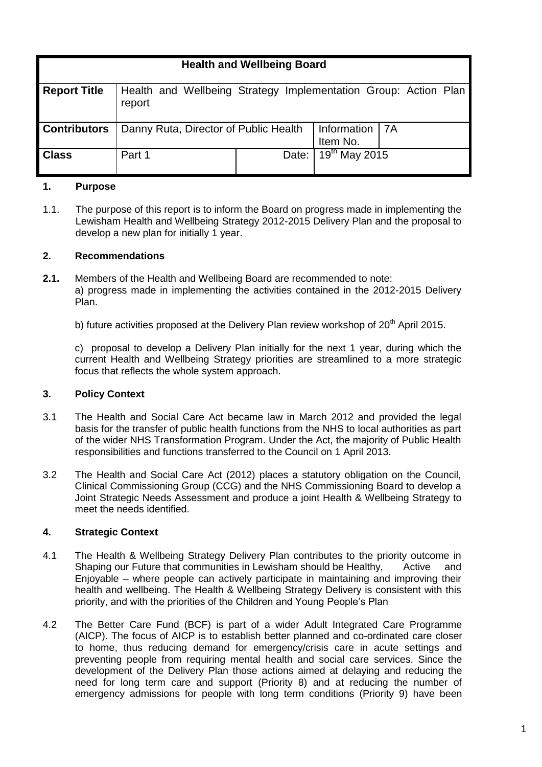| Health and Wellbeing Board | | | | |
|---|---|---|---|---|
| **Report Title** | Health and Wellbeing Strategy Implementation Group: Action Plan report | | | |
| **Contributors** | Danny Ruta, Director of Public Health | | Information Item No. | 7A |
| **Class** | Part 1 | Date: | 19th May 2015 | |

**1. Purpose**

1.1. The purpose of this report is to inform the Board on progress made in implementing the Lewisham Health and Wellbeing Strategy 2012-2015 Delivery Plan and the proposal to develop a new plan for initially 1 year.

**2. Recommendations**

**2.1.** Members of the Health and Wellbeing Board are recommended to note:

a) progress made in implementing the activities contained in the 2012-2015 Delivery Plan.

b) future activities proposed at the Delivery Plan review workshop of 20th April 2015.

c) proposal to develop a Delivery Plan initially for the next 1 year, during which the current Health and Wellbeing Strategy priorities are streamlined to a more strategic focus that reflects the whole system approach.

**3. Policy Context**

3.1 The Health and Social Care Act became law in March 2012 and provided the legal basis for the transfer of public health functions from the NHS to local authorities as part of the wider NHS Transformation Program. Under the Act, the majority of Public Health responsibilities and functions transferred to the Council on 1 April 2013.

3.2 The Health and Social Care Act (2012) places a statutory obligation on the Council, Clinical Commissioning Group (CCG) and the NHS Commissioning Board to develop a Joint Strategic Needs Assessment and produce a joint Health & Wellbeing Strategy to meet the needs identified.

**4. Strategic Context**

4.1 The Health & Wellbeing Strategy Delivery Plan contributes to the priority outcome in Shaping our Future that communities in Lewisham should be Healthy, Active and Enjoyable – where people can actively participate in maintaining and improving their health and wellbeing. The Health & Wellbeing Strategy Delivery is consistent with this priority, and with the priorities of the Children and Young People's Plan

4.2 The Better Care Fund (BCF) is part of a wider Adult Integrated Care Programme (AICP). The focus of AICP is to establish better planned and co-ordinated care closer to home, thus reducing demand for emergency/crisis care in acute settings and preventing people from requiring mental health and social care services. Since the development of the Delivery Plan those actions aimed at delaying and reducing the need for long term care and support (Priority 8) and at reducing the number of emergency admissions for people with long term conditions (Priority 9) have been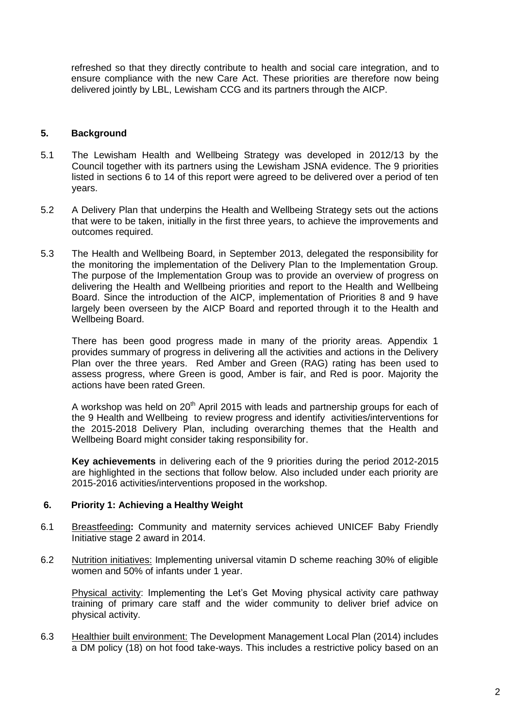refreshed so that they directly contribute to health and social care integration, and to ensure compliance with the new Care Act. These priorities are therefore now being delivered jointly by LBL, Lewisham CCG and its partners through the AICP.

## 5. Background

5.1 The Lewisham Health and Wellbeing Strategy was developed in 2012/13 by the Council together with its partners using the Lewisham JSNA evidence. The 9 priorities listed in sections 6 to 14 of this report were agreed to be delivered over a period of ten years.

5.2 A Delivery Plan that underpins the Health and Wellbeing Strategy sets out the actions that were to be taken, initially in the first three years, to achieve the improvements and outcomes required.

5.3 The Health and Wellbeing Board, in September 2013, delegated the responsibility for the monitoring the implementation of the Delivery Plan to the Implementation Group. The purpose of the Implementation Group was to provide an overview of progress on delivering the Health and Wellbeing priorities and report to the Health and Wellbeing Board. Since the introduction of the AICP, implementation of Priorities 8 and 9 have largely been overseen by the AICP Board and reported through it to the Health and Wellbeing Board.

There has been good progress made in many of the priority areas. Appendix 1 provides summary of progress in delivering all the activities and actions in the Delivery Plan over the three years. Red Amber and Green (RAG) rating has been used to assess progress, where Green is good, Amber is fair, and Red is poor. Majority the actions have been rated Green.

A workshop was held on 20th April 2015 with leads and partnership groups for each of the 9 Health and Wellbeing to review progress and identify activities/interventions for the 2015-2018 Delivery Plan, including overarching themes that the Health and Wellbeing Board might consider taking responsibility for.

**Key achievements** in delivering each of the 9 priorities during the period 2012-2015 are highlighted in the sections that follow below. Also included under each priority are 2015-2016 activities/interventions proposed in the workshop.

## 6. Priority 1: Achieving a Healthy Weight

6.1 Breastfeeding**:** Community and maternity services achieved UNICEF Baby Friendly Initiative stage 2 award in 2014.

6.2 Nutrition initiatives: Implementing universal vitamin D scheme reaching 30% of eligible women and 50% of infants under 1 year.

Physical activity: Implementing the Let's Get Moving physical activity care pathway training of primary care staff and the wider community to deliver brief advice on physical activity.

6.3 Healthier built environment: The Development Management Local Plan (2014) includes a DM policy (18) on hot food take-ways. This includes a restrictive policy based on an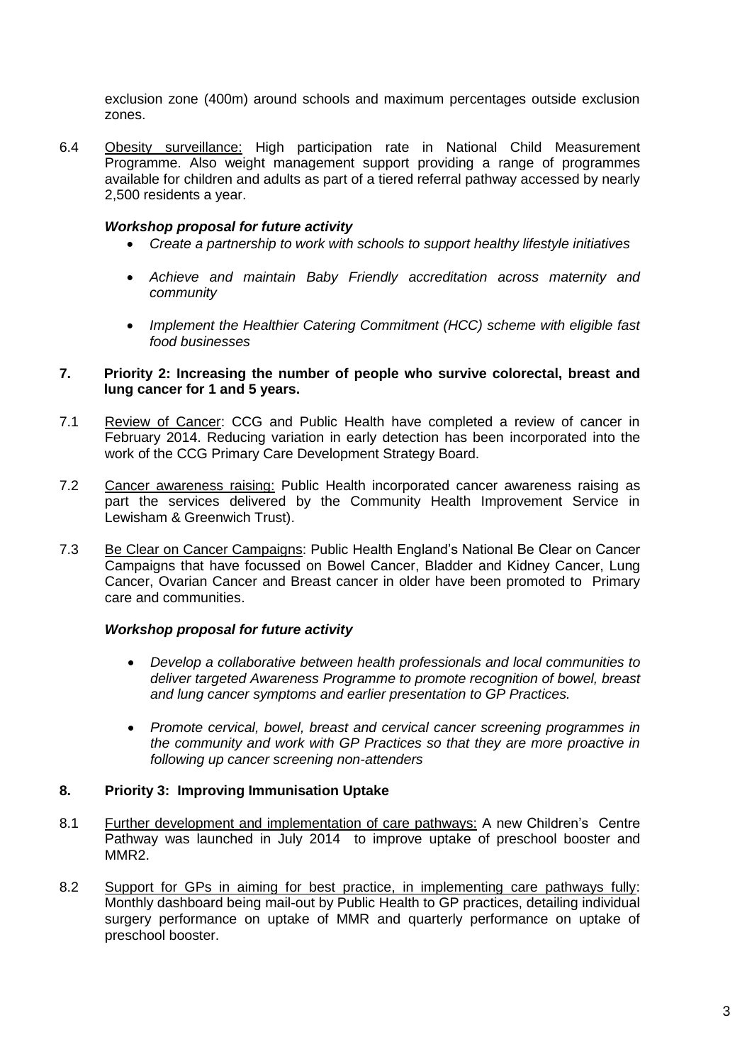exclusion zone (400m) around schools and maximum percentages outside exclusion zones.

6.4 Obesity surveillance: High participation rate in National Child Measurement Programme. Also weight management support providing a range of programmes available for children and adults as part of a tiered referral pathway accessed by nearly 2,500 residents a year.

***Workshop proposal for future activity***

- *Create a partnership to work with schools to support healthy lifestyle initiatives*
- *Achieve and maintain Baby Friendly accreditation across maternity and community*
- *Implement the Healthier Catering Commitment (HCC) scheme with eligible fast food businesses*

## 7. Priority 2: Increasing the number of people who survive colorectal, breast and lung cancer for 1 and 5 years.

7.1 Review of Cancer: CCG and Public Health have completed a review of cancer in February 2014. Reducing variation in early detection has been incorporated into the work of the CCG Primary Care Development Strategy Board.

7.2 Cancer awareness raising: Public Health incorporated cancer awareness raising as part the services delivered by the Community Health Improvement Service in Lewisham & Greenwich Trust).

7.3 Be Clear on Cancer Campaigns: Public Health England's National Be Clear on Cancer Campaigns that have focussed on Bowel Cancer, Bladder and Kidney Cancer, Lung Cancer, Ovarian Cancer and Breast cancer in older have been promoted to Primary care and communities.

***Workshop proposal for future activity***

- *Develop a collaborative between health professionals and local communities to deliver targeted Awareness Programme to promote recognition of bowel, breast and lung cancer symptoms and earlier presentation to GP Practices.*
- *Promote cervical, bowel, breast and cervical cancer screening programmes in the community and work with GP Practices so that they are more proactive in following up cancer screening non-attenders*

## 8. Priority 3: Improving Immunisation Uptake

8.1 Further development and implementation of care pathways: A new Children's Centre Pathway was launched in July 2014 to improve uptake of preschool booster and MMR2.

8.2 Support for GPs in aiming for best practice, in implementing care pathways fully: Monthly dashboard being mail-out by Public Health to GP practices, detailing individual surgery performance on uptake of MMR and quarterly performance on uptake of preschool booster.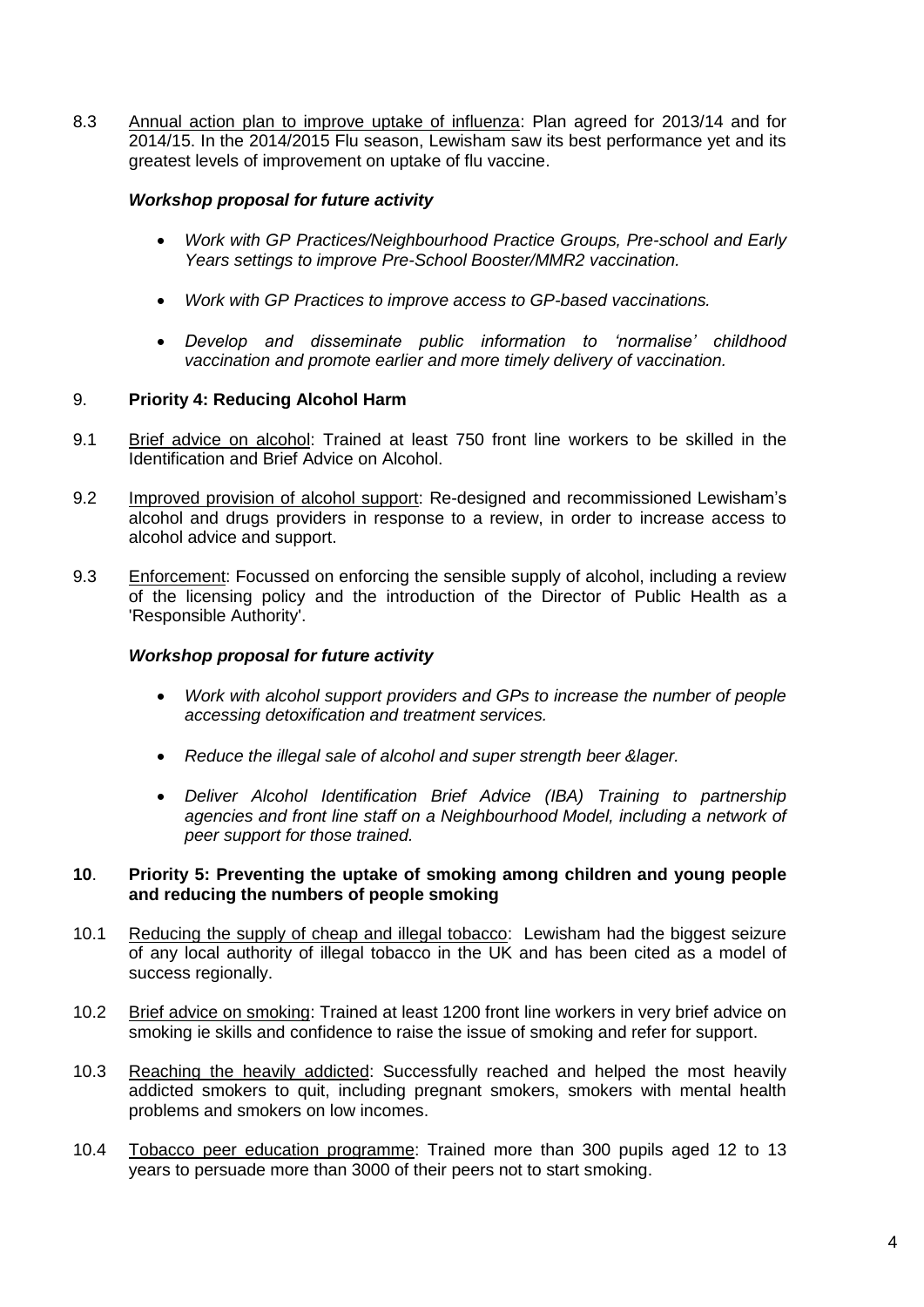8.3 Annual action plan to improve uptake of influenza: Plan agreed for 2013/14 and for 2014/15. In the 2014/2015 Flu season, Lewisham saw its best performance yet and its greatest levels of improvement on uptake of flu vaccine.

***Workshop proposal for future activity***

- *Work with GP Practices/Neighbourhood Practice Groups, Pre-school and Early Years settings to improve Pre-School Booster/MMR2 vaccination.*
- *Work with GP Practices to improve access to GP-based vaccinations.*
- *Develop and disseminate public information to 'normalise' childhood vaccination and promote earlier and more timely delivery of vaccination.*

## 9. Priority 4: Reducing Alcohol Harm

9.1 Brief advice on alcohol: Trained at least 750 front line workers to be skilled in the Identification and Brief Advice on Alcohol.

9.2 Improved provision of alcohol support: Re-designed and recommissioned Lewisham's alcohol and drugs providers in response to a review, in order to increase access to alcohol advice and support.

9.3 Enforcement: Focussed on enforcing the sensible supply of alcohol, including a review of the licensing policy and the introduction of the Director of Public Health as a 'Responsible Authority'.

***Workshop proposal for future activity***

- *Work with alcohol support providers and GPs to increase the number of people accessing detoxification and treatment services.*
- *Reduce the illegal sale of alcohol and super strength beer &lager.*
- *Deliver Alcohol Identification Brief Advice (IBA) Training to partnership agencies and front line staff on a Neighbourhood Model, including a network of peer support for those trained.*

## 10. Priority 5: Preventing the uptake of smoking among children and young people and reducing the numbers of people smoking

10.1 Reducing the supply of cheap and illegal tobacco: Lewisham had the biggest seizure of any local authority of illegal tobacco in the UK and has been cited as a model of success regionally.

10.2 Brief advice on smoking: Trained at least 1200 front line workers in very brief advice on smoking ie skills and confidence to raise the issue of smoking and refer for support.

10.3 Reaching the heavily addicted: Successfully reached and helped the most heavily addicted smokers to quit, including pregnant smokers, smokers with mental health problems and smokers on low incomes.

10.4 Tobacco peer education programme: Trained more than 300 pupils aged 12 to 13 years to persuade more than 3000 of their peers not to start smoking.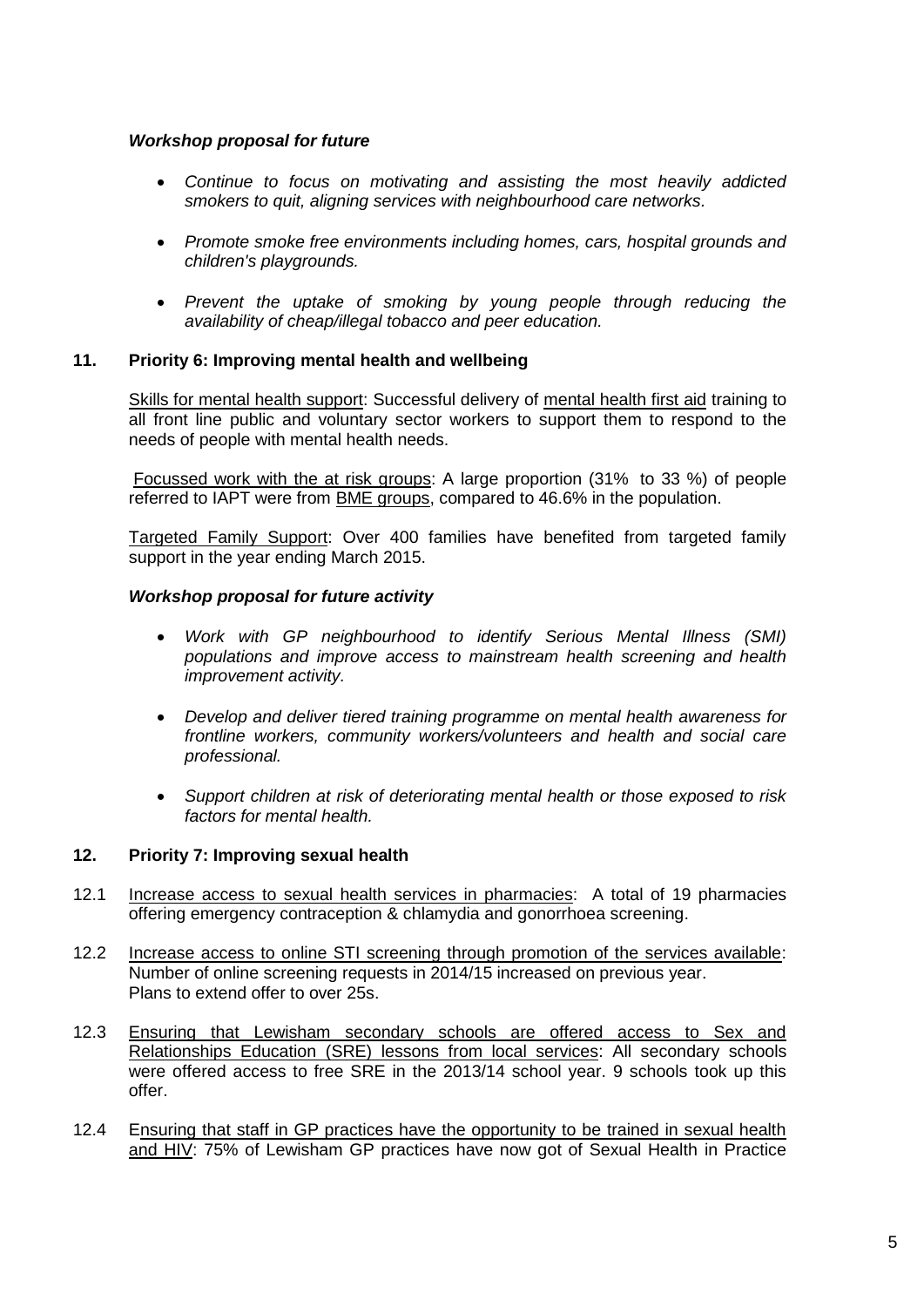***Workshop proposal for future***

- *Continue to focus on motivating and assisting the most heavily addicted smokers to quit, aligning services with neighbourhood care networks.*
- *Promote smoke free environments including homes, cars, hospital grounds and children's playgrounds.*
- *Prevent the uptake of smoking by young people through reducing the availability of cheap/illegal tobacco and peer education.*

## 11. Priority 6: Improving mental health and wellbeing

Skills for mental health support: Successful delivery of mental health first aid training to all front line public and voluntary sector workers to support them to respond to the needs of people with mental health needs.

Focussed work with the at risk groups: A large proportion (31% to 33 %) of people referred to IAPT were from BME groups, compared to 46.6% in the population.

Targeted Family Support: Over 400 families have benefited from targeted family support in the year ending March 2015.

***Workshop proposal for future activity***

- *Work with GP neighbourhood to identify Serious Mental Illness (SMI) populations and improve access to mainstream health screening and health improvement activity.*
- *Develop and deliver tiered training programme on mental health awareness for frontline workers, community workers/volunteers and health and social care professional.*
- *Support children at risk of deteriorating mental health or those exposed to risk factors for mental health.*

## 12. Priority 7: Improving sexual health

12.1 Increase access to sexual health services in pharmacies: A total of 19 pharmacies offering emergency contraception & chlamydia and gonorrhoea screening.

12.2 Increase access to online STI screening through promotion of the services available: Number of online screening requests in 2014/15 increased on previous year. Plans to extend offer to over 25s.

12.3 Ensuring that Lewisham secondary schools are offered access to Sex and Relationships Education (SRE) lessons from local services: All secondary schools were offered access to free SRE in the 2013/14 school year. 9 schools took up this offer.

12.4 Ensuring that staff in GP practices have the opportunity to be trained in sexual health and HIV: 75% of Lewisham GP practices have now got of Sexual Health in Practice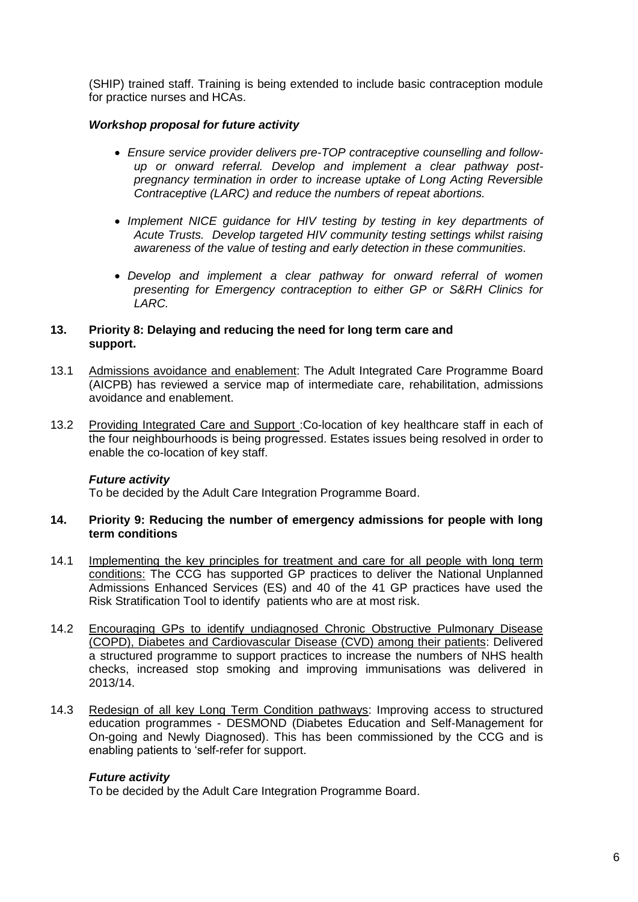(SHIP) trained staff. Training is being extended to include basic contraception module for practice nurses and HCAs.

***Workshop proposal for future activity***

- *Ensure service provider delivers pre-TOP contraceptive counselling and follow-up or onward referral. Develop and implement a clear pathway post-pregnancy termination in order to increase uptake of Long Acting Reversible Contraceptive (LARC) and reduce the numbers of repeat abortions.*

- *Implement NICE guidance for HIV testing by testing in key departments of Acute Trusts. Develop targeted HIV community testing settings whilst raising awareness of the value of testing and early detection in these communities.*

- *Develop and implement a clear pathway for onward referral of women presenting for Emergency contraception to either GP or S&RH Clinics for LARC.*

## 13. Priority 8: Delaying and reducing the need for long term care and support.

13.1 Admissions avoidance and enablement: The Adult Integrated Care Programme Board (AICPB) has reviewed a service map of intermediate care, rehabilitation, admissions avoidance and enablement.

13.2 Providing Integrated Care and Support :Co-location of key healthcare staff in each of the four neighbourhoods is being progressed. Estates issues being resolved in order to enable the co-location of key staff.

***Future activity***

To be decided by the Adult Care Integration Programme Board.

## 14. Priority 9: Reducing the number of emergency admissions for people with long term conditions

14.1 Implementing the key principles for treatment and care for all people with long term conditions: The CCG has supported GP practices to deliver the National Unplanned Admissions Enhanced Services (ES) and 40 of the 41 GP practices have used the Risk Stratification Tool to identify patients who are at most risk.

14.2 Encouraging GPs to identify undiagnosed Chronic Obstructive Pulmonary Disease (COPD), Diabetes and Cardiovascular Disease (CVD) among their patients: Delivered a structured programme to support practices to increase the numbers of NHS health checks, increased stop smoking and improving immunisations was delivered in 2013/14.

14.3 Redesign of all key Long Term Condition pathways: Improving access to structured education programmes - DESMOND (Diabetes Education and Self-Management for On-going and Newly Diagnosed). This has been commissioned by the CCG and is enabling patients to 'self-refer for support.

***Future activity***

To be decided by the Adult Care Integration Programme Board.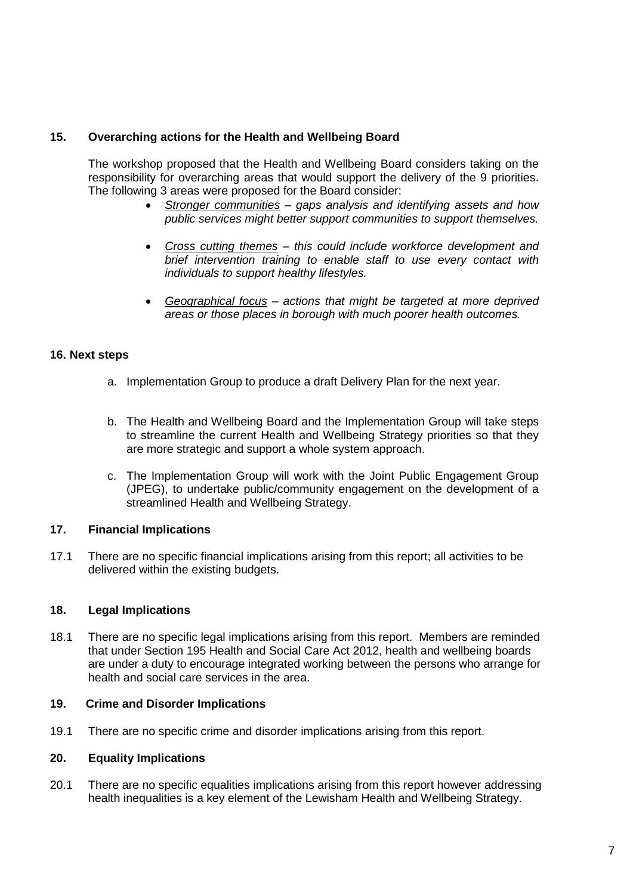## 15. Overarching actions for the Health and Wellbeing Board

The workshop proposed that the Health and Wellbeing Board considers taking on the responsibility for overarching areas that would support the delivery of the 9 priorities. The following 3 areas were proposed for the Board consider:

- *Stronger communities – gaps analysis and identifying assets and how public services might better support communities to support themselves.*
- *Cross cutting themes – this could include workforce development and brief intervention training to enable staff to use every contact with individuals to support healthy lifestyles.*
- *Geographical focus – actions that might be targeted at more deprived areas or those places in borough with much poorer health outcomes.*

## 16. Next steps

a. Implementation Group to produce a draft Delivery Plan for the next year.

b. The Health and Wellbeing Board and the Implementation Group will take steps to streamline the current Health and Wellbeing Strategy priorities so that they are more strategic and support a whole system approach.

c. The Implementation Group will work with the Joint Public Engagement Group (JPEG), to undertake public/community engagement on the development of a streamlined Health and Wellbeing Strategy.

## 17. Financial Implications

17.1 There are no specific financial implications arising from this report; all activities to be delivered within the existing budgets.

## 18. Legal Implications

18.1 There are no specific legal implications arising from this report. Members are reminded that under Section 195 Health and Social Care Act 2012, health and wellbeing boards are under a duty to encourage integrated working between the persons who arrange for health and social care services in the area.

## 19. Crime and Disorder Implications

19.1 There are no specific crime and disorder implications arising from this report.

## 20. Equality Implications

20.1 There are no specific equalities implications arising from this report however addressing health inequalities is a key element of the Lewisham Health and Wellbeing Strategy.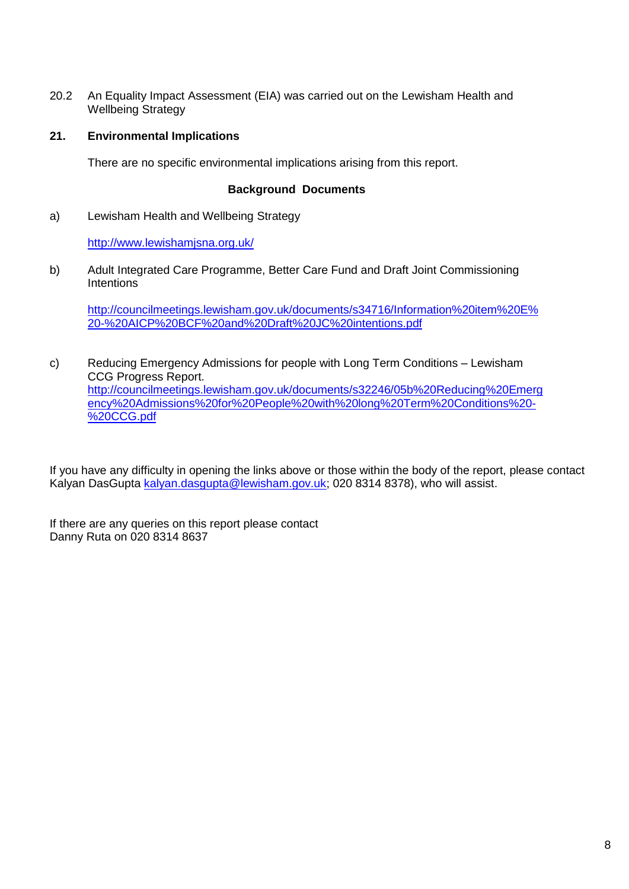20.2 An Equality Impact Assessment (EIA) was carried out on the Lewisham Health and Wellbeing Strategy

## 21. Environmental Implications

There are no specific environmental implications arising from this report.

### Background Documents

a) Lewisham Health and Wellbeing Strategy

http://www.lewishamjsna.org.uk/

b) Adult Integrated Care Programme, Better Care Fund and Draft Joint Commissioning Intentions

http://councilmeetings.lewisham.gov.uk/documents/s34716/Information%20item%20E%20-%20AICP%20BCF%20and%20Draft%20JC%20intentions.pdf

c) Reducing Emergency Admissions for people with Long Term Conditions – Lewisham CCG Progress Report.
http://councilmeetings.lewisham.gov.uk/documents/s32246/05b%20Reducing%20Emergency%20Admissions%20for%20People%20with%20long%20Term%20Conditions%20-%20CCG.pdf

If you have any difficulty in opening the links above or those within the body of the report, please contact Kalyan DasGupta kalyan.dasgupta@lewisham.gov.uk; 020 8314 8378), who will assist.

If there are any queries on this report please contact
Danny Ruta on 020 8314 8637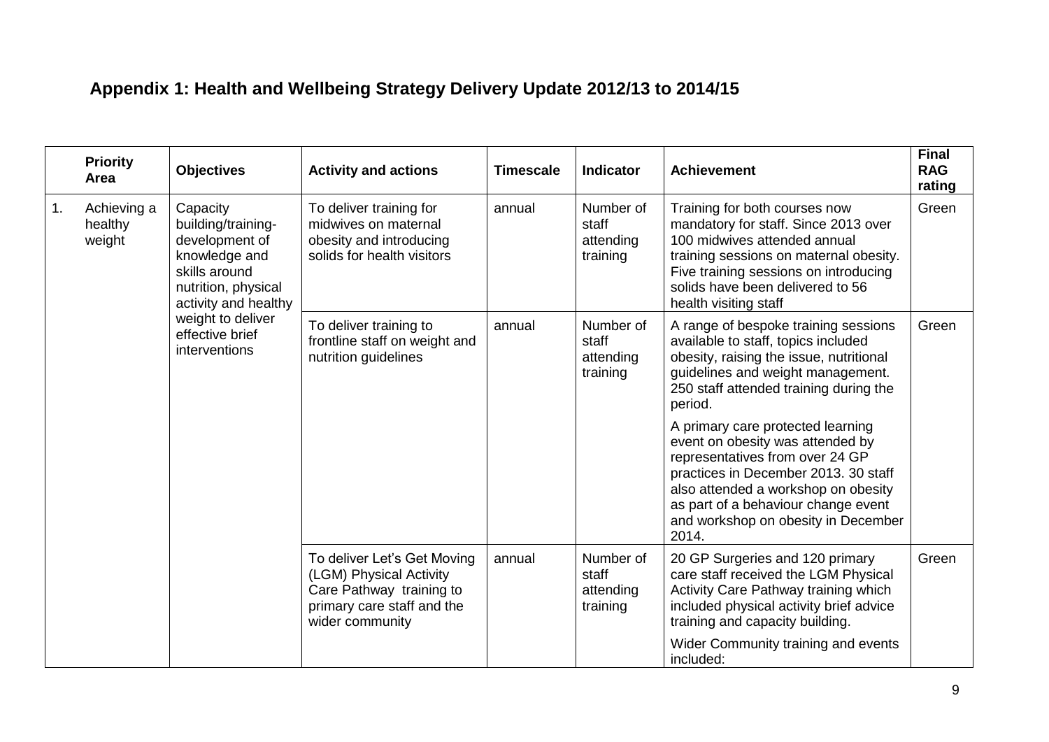## Appendix 1: Health and Wellbeing Strategy Delivery Update 2012/13 to 2014/15

| | Priority Area | Objectives | Activity and actions | Timescale | Indicator | Achievement | Final RAG rating |
|---|---|---|---|---|---|---|---|
| 1. | Achieving a healthy weight | Capacity building/training-development of knowledge and skills around nutrition, physical activity and healthy weight to deliver effective brief interventions | To deliver training for midwives on maternal obesity and introducing solids for health visitors | annual | Number of staff attending training | Training for both courses now mandatory for staff. Since 2013 over 100 midwives attended annual training sessions on maternal obesity. Five training sessions on introducing solids have been delivered to 56 health visiting staff | Green |
| | | | To deliver training to frontline staff on weight and nutrition guidelines | annual | Number of staff attending training | A range of bespoke training sessions available to staff, topics included obesity, raising the issue, nutritional guidelines and weight management. 250 staff attended training during the period.<br><br>A primary care protected learning event on obesity was attended by representatives from over 24 GP practices in December 2013. 30 staff also attended a workshop on obesity as part of a behaviour change event and workshop on obesity in December 2014. | Green |
| | | | To deliver Let's Get Moving (LGM) Physical Activity Care Pathway training to primary care staff and the wider community | annual | Number of staff attending training | 20 GP Surgeries and 120 primary care staff received the LGM Physical Activity Care Pathway training which included physical activity brief advice training and capacity building.<br><br>Wider Community training and events included: | Green |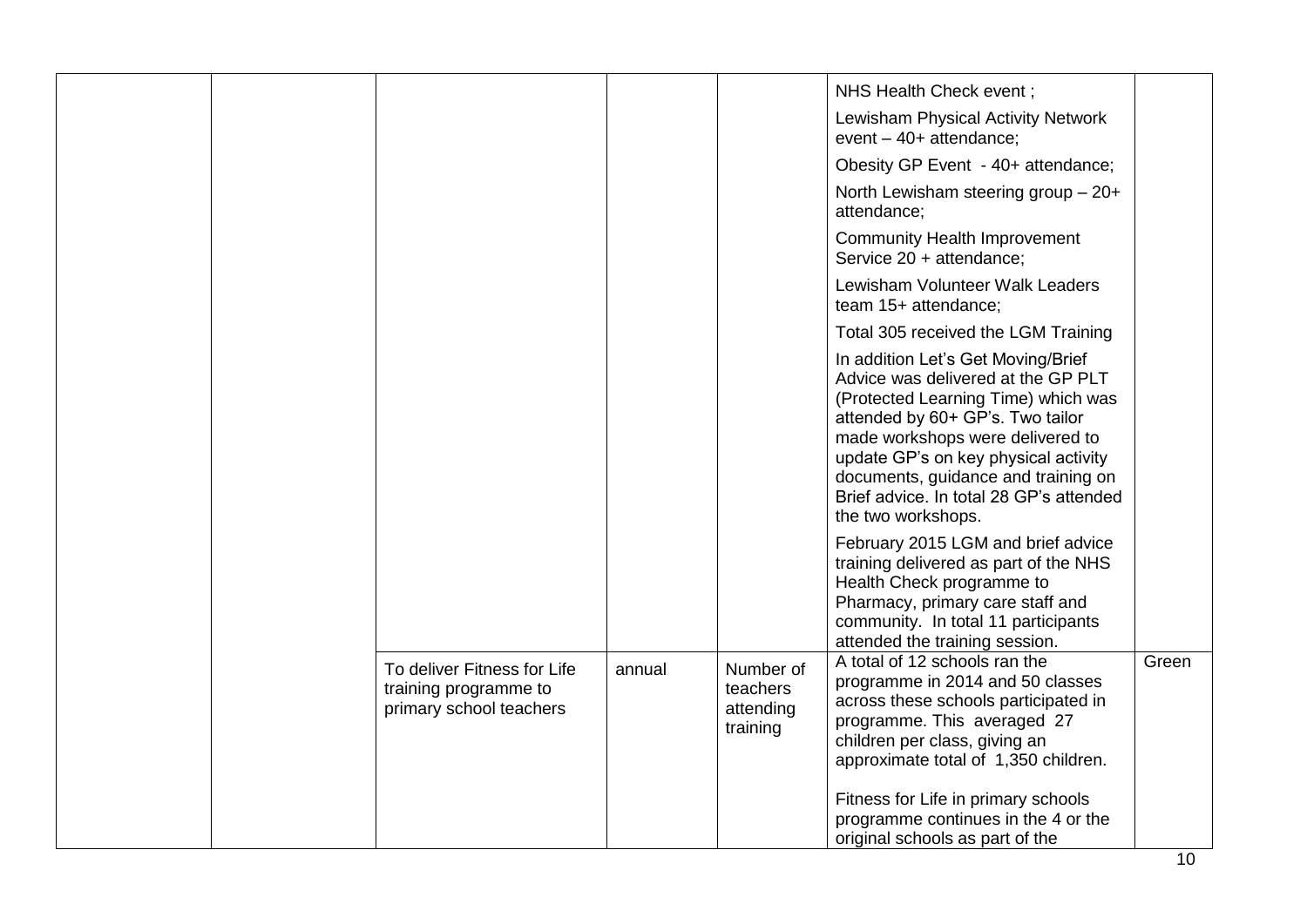| | | | | | | |
|---|---|---|---|---|---|---|
| | | | | | NHS Health Check event ;<br><br>Lewisham Physical Activity Network event – 40+ attendance;<br><br>Obesity GP Event - 40+ attendance;<br><br>North Lewisham steering group – 20+ attendance;<br><br>Community Health Improvement Service 20 + attendance;<br><br>Lewisham Volunteer Walk Leaders team 15+ attendance;<br><br>Total 305 received the LGM Training<br><br>In addition Let's Get Moving/Brief Advice was delivered at the GP PLT (Protected Learning Time) which was attended by 60+ GP's. Two tailor made workshops were delivered to update GP's on key physical activity documents, guidance and training on Brief advice. In total 28 GP's attended the two workshops.<br><br>February 2015 LGM and brief advice training delivered as part of the NHS Health Check programme to Pharmacy, primary care staff and community. In total 11 participants attended the training session. | |
| | | To deliver Fitness for Life training programme to primary school teachers | annual | Number of teachers attending training | A total of 12 schools ran the programme in 2014 and 50 classes across these schools participated in programme. This averaged 27 children per class, giving an approximate total of 1,350 children.<br><br>Fitness for Life in primary schools programme continues in the 4 or the original schools as part of the | Green |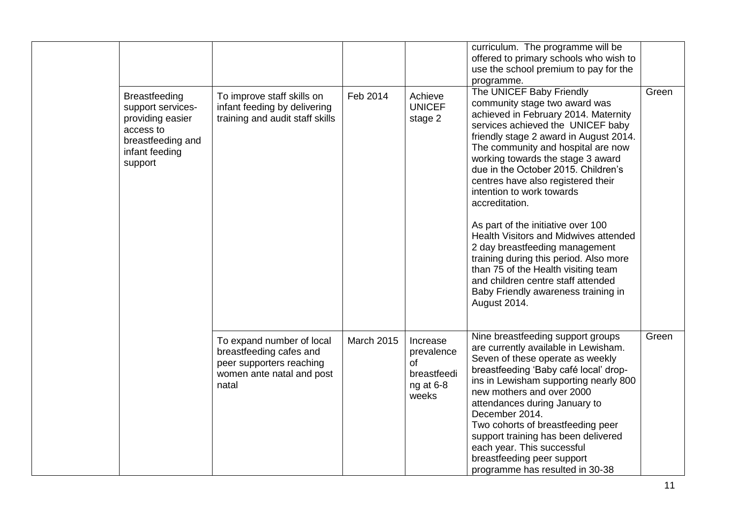|  |  |  |  |  | curriculum. The programme will be offered to primary schools who wish to use the school premium to pay for the programme. |  |
|---|---|---|---|---|---|---|
|  | Breastfeeding support services- providing easier access to breastfeeding and infant feeding support | To improve staff skills on infant feeding by delivering training and audit staff skills | Feb 2014 | Achieve UNICEF stage 2 | The UNICEF Baby Friendly community stage two award was achieved in February 2014. Maternity services achieved the UNICEF baby friendly stage 2 award in August 2014. The community and hospital are now working towards the stage 3 award due in the October 2015. Children's centres have also registered their intention to work towards accreditation.<br><br>As part of the initiative over 100 Health Visitors and Midwives attended 2 day breastfeeding management training during this period. Also more than 75 of the Health visiting team and children centre staff attended Baby Friendly awareness training in August 2014. | Green |
|  |  | To expand number of local breastfeeding cafes and peer supporters reaching women ante natal and post natal | March 2015 | Increase prevalence of breastfeeding at 6-8 weeks | Nine breastfeeding support groups are currently available in Lewisham. Seven of these operate as weekly breastfeeding 'Baby café local' drop-ins in Lewisham supporting nearly 800 new mothers and over 2000 attendances during January to December 2014.<br>Two cohorts of breastfeeding peer support training has been delivered each year. This successful breastfeeding peer support programme has resulted in 30-38 | Green |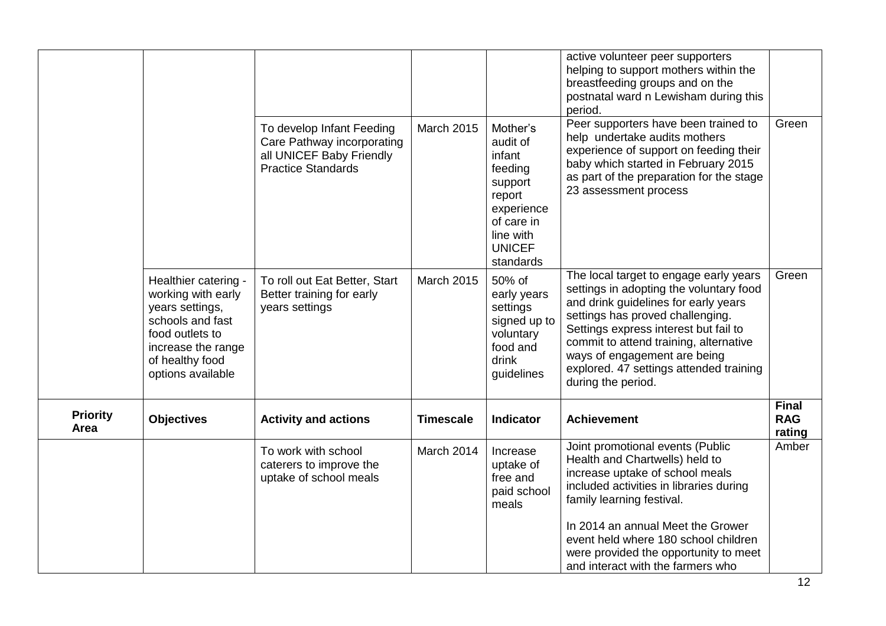| | | | | | active volunteer peer supporters helping to support mothers within the breastfeeding groups and on the postnatal ward n Lewisham during this period. | |
|---|---|---|---|---|---|---|
| | | To develop Infant Feeding Care Pathway incorporating all UNICEF Baby Friendly Practice Standards | March 2015 | Mother's audit of infant feeding support report experience of care in line with UNICEF standards | Peer supporters have been trained to help undertake audits mothers experience of support on feeding their baby which started in February 2015 as part of the preparation for the stage 23 assessment process | Green |
| | Healthier catering - working with early years settings, schools and fast food outlets to increase the range of healthy food options available | To roll out Eat Better, Start Better training for early years settings | March 2015 | 50% of early years settings signed up to voluntary food and drink guidelines | The local target to engage early years settings in adopting the voluntary food and drink guidelines for early years settings has proved challenging. Settings express interest but fail to commit to attend training, alternative ways of engagement are being explored. 47 settings attended training during the period. | Green |
| **Priority Area** | **Objectives** | **Activity and actions** | **Timescale** | **Indicator** | **Achievement** | **Final RAG rating** |
| | | To work with school caterers to improve the uptake of school meals | March 2014 | Increase uptake of free and paid school meals | Joint promotional events (Public Health and Chartwells) held to increase uptake of school meals included activities in libraries during family learning festival.<br><br>In 2014 an annual Meet the Grower event held where 180 school children were provided the opportunity to meet and interact with the farmers who | Amber |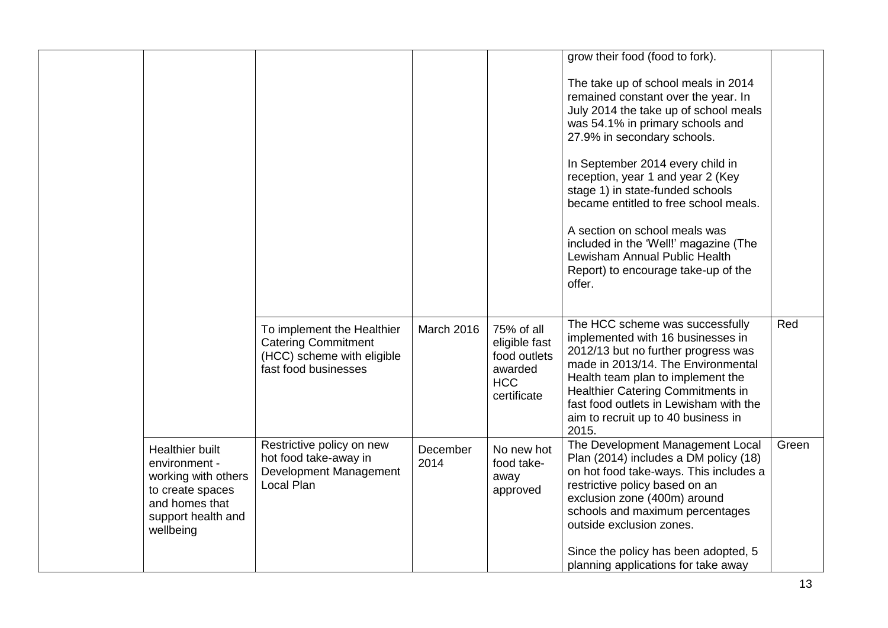| | | | | | | |
|---|---|---|---|---|---|---|
| | | | | | grow their food (food to fork).<br><br>The take up of school meals in 2014 remained constant over the year. In July 2014 the take up of school meals was 54.1% in primary schools and 27.9% in secondary schools.<br><br>In September 2014 every child in reception, year 1 and year 2 (Key stage 1) in state-funded schools became entitled to free school meals.<br><br>A section on school meals was included in the 'Well!' magazine (The Lewisham Annual Public Health Report) to encourage take-up of the offer. | |
| | | To implement the Healthier Catering Commitment (HCC) scheme with eligible fast food businesses | March 2016 | 75% of all eligible fast food outlets awarded HCC certificate | The HCC scheme was successfully implemented with 16 businesses in 2012/13 but no further progress was made in 2013/14. The Environmental Health team plan to implement the Healthier Catering Commitments in fast food outlets in Lewisham with the aim to recruit up to 40 business in 2015. | Red |
| | Healthier built environment - working with others to create spaces and homes that support health and wellbeing | Restrictive policy on new hot food take-away in Development Management Local Plan | December 2014 | No new hot food take-away approved | The Development Management Local Plan (2014) includes a DM policy (18) on hot food take-ways. This includes a restrictive policy based on an exclusion zone (400m) around schools and maximum percentages outside exclusion zones.<br><br>Since the policy has been adopted, 5 planning applications for take away | Green |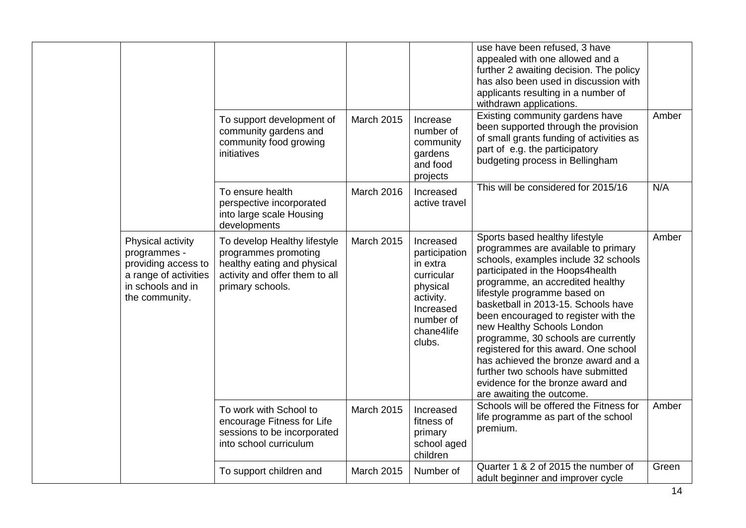| | | | | | | |
|---|---|---|---|---|---|---|
| | | | | | use have been refused, 3 have appealed with one allowed and a further 2 awaiting decision. The policy has also been used in discussion with applicants resulting in a number of withdrawn applications. | |
| | | To support development of community gardens and community food growing initiatives | March 2015 | Increase number of community gardens and food projects | Existing community gardens have been supported through the provision of small grants funding of activities as part of e.g. the participatory budgeting process in Bellingham | Amber |
| | | To ensure health perspective incorporated into large scale Housing developments | March 2016 | Increased active travel | This will be considered for 2015/16 | N/A |
| | Physical activity programmes - providing access to a range of activities in schools and in the community. | To develop Healthy lifestyle programmes promoting healthy eating and physical activity and offer them to all primary schools. | March 2015 | Increased participation in extra curricular physical activity. Increased number of chane4life clubs. | Sports based healthy lifestyle programmes are available to primary schools, examples include 32 schools participated in the Hoops4health programme, an accredited healthy lifestyle programme based on basketball in 2013-15. Schools have been encouraged to register with the new Healthy Schools London programme, 30 schools are currently registered for this award. One school has achieved the bronze award and a further two schools have submitted evidence for the bronze award and are awaiting the outcome. | Amber |
| | | To work with School to encourage Fitness for Life sessions to be incorporated into school curriculum | March 2015 | Increased fitness of primary school aged children | Schools will be offered the Fitness for life programme as part of the school premium. | Amber |
| | | To support children and | March 2015 | Number of | Quarter 1 & 2 of 2015 the number of adult beginner and improver cycle | Green |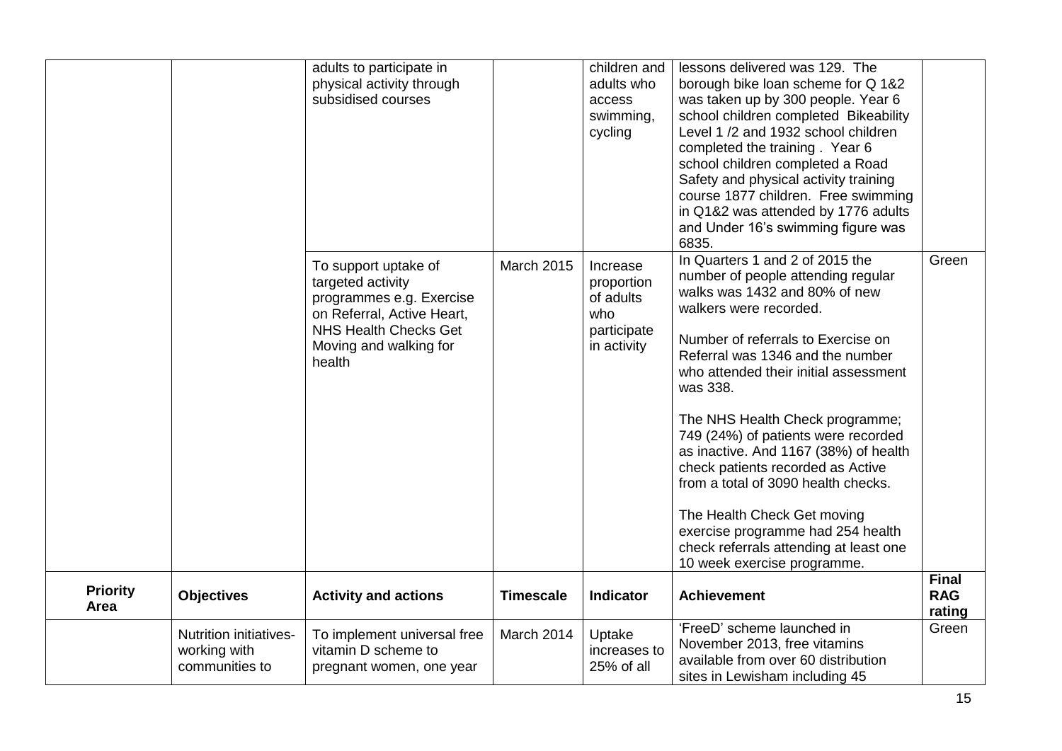| | | | | | | |
|---|---|---|---|---|---|---|
| | | adults to participate in physical activity through subsidised courses | | children and adults who access swimming, cycling | lessons delivered was 129. The borough bike loan scheme for Q 1&2 was taken up by 300 people. Year 6 school children completed Bikeability Level 1 /2 and 1932 school children completed the training . Year 6 school children completed a Road Safety and physical activity training course 1877 children. Free swimming in Q1&2 was attended by 1776 adults and Under 16's swimming figure was 6835. | |
| | | To support uptake of targeted activity programmes e.g. Exercise on Referral, Active Heart, NHS Health Checks Get Moving and walking for health | March 2015 | Increase proportion of adults who participate in activity | In Quarters 1 and 2 of 2015 the number of people attending regular walks was 1432 and 80% of new walkers were recorded.<br><br>Number of referrals to Exercise on Referral was 1346 and the number who attended their initial assessment was 338.<br><br>The NHS Health Check programme; 749 (24%) of patients were recorded as inactive. And 1167 (38%) of health check patients recorded as Active from a total of 3090 health checks.<br><br>The Health Check Get moving exercise programme had 254 health check referrals attending at least one 10 week exercise programme. | Green |
| **Priority Area** | **Objectives** | **Activity and actions** | **Timescale** | **Indicator** | **Achievement** | **Final RAG rating** |
| | Nutrition initiatives- working with communities to | To implement universal free vitamin D scheme to pregnant women, one year | March 2014 | Uptake increases to 25% of all | 'FreeD' scheme launched in November 2013, free vitamins available from over 60 distribution sites in Lewisham including 45 | Green |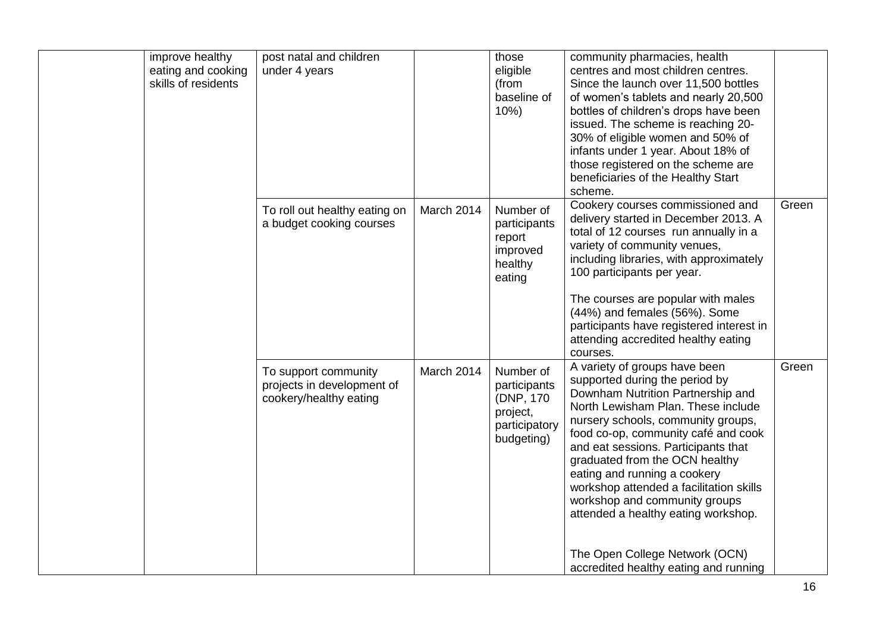| | | | | | | |
|---|---|---|---|---|---|---|
| | improve healthy eating and cooking skills of residents | post natal and children under 4 years | | those eligible (from baseline of 10%) | community pharmacies, health centres and most children centres. Since the launch over 11,500 bottles of women's tablets and nearly 20,500 bottles of children's drops have been issued. The scheme is reaching 20-30% of eligible women and 50% of infants under 1 year. About 18% of those registered on the scheme are beneficiaries of the Healthy Start scheme. | |
| | | To roll out healthy eating on a budget cooking courses | March 2014 | Number of participants report improved healthy eating | Cookery courses commissioned and delivery started in December 2013. A total of 12 courses run annually in a variety of community venues, including libraries, with approximately 100 participants per year.<br><br>The courses are popular with males (44%) and females (56%). Some participants have registered interest in attending accredited healthy eating courses. | Green |
| | | To support community projects in development of cookery/healthy eating | March 2014 | Number of participants (DNP, 170 project, participatory budgeting) | A variety of groups have been supported during the period by Downham Nutrition Partnership and North Lewisham Plan. These include nursery schools, community groups, food co-op, community café and cook and eat sessions. Participants that graduated from the OCN healthy eating and running a cookery workshop attended a facilitation skills workshop and community groups attended a healthy eating workshop.<br><br>The Open College Network (OCN) accredited healthy eating and running | Green |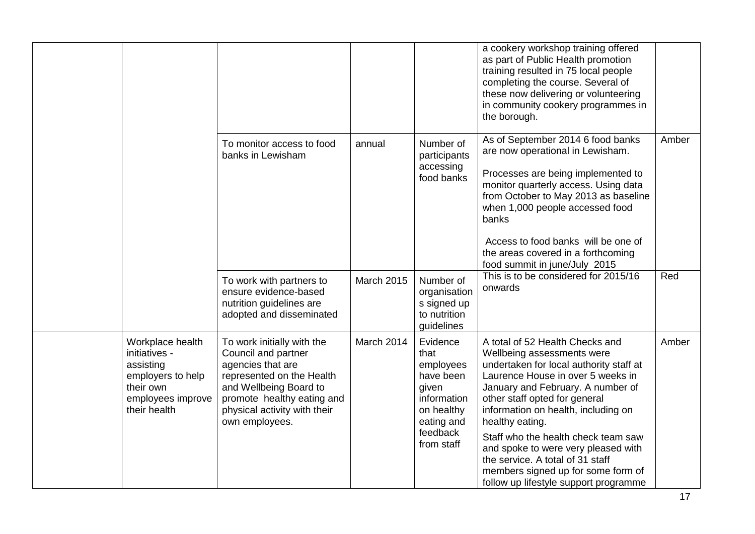| | | | | | | |
|---|---|---|---|---|---|---|
| | | | | | a cookery workshop training offered as part of Public Health promotion training resulted in 75 local people completing the course. Several of these now delivering or volunteering in community cookery programmes in the borough. | |
| | | To monitor access to food banks in Lewisham | annual | Number of participants accessing food banks | As of September 2014 6 food banks are now operational in Lewisham.<br><br>Processes are being implemented to monitor quarterly access. Using data from October to May 2013 as baseline when 1,000 people accessed food banks<br><br>Access to food banks will be one of the areas covered in a forthcoming food summit in june/July 2015 | Amber |
| | | To work with partners to ensure evidence-based nutrition guidelines are adopted and disseminated | March 2015 | Number of organisations signed up to nutrition guidelines | This is to be considered for 2015/16 onwards | Red |
| | Workplace health initiatives - assisting employers to help their own employees improve their health | To work initially with the Council and partner agencies that are represented on the Health and Wellbeing Board to promote healthy eating and physical activity with their own employees. | March 2014 | Evidence that employees have been given information on healthy eating and feedback from staff | A total of 52 Health Checks and Wellbeing assessments were undertaken for local authority staff at Laurence House in over 5 weeks in January and February. A number of other staff opted for general information on health, including on healthy eating.<br><br>Staff who the health check team saw and spoke to were very pleased with the service. A total of 31 staff members signed up for some form of follow up lifestyle support programme | Amber |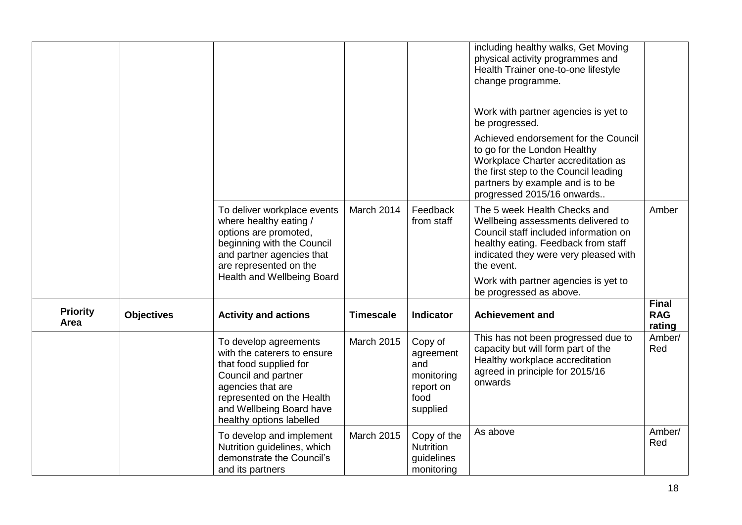| | | | | | including healthy walks, Get Moving physical activity programmes and Health Trainer one-to-one lifestyle change programme.<br><br>Work with partner agencies is yet to be progressed.<br><br>Achieved endorsement for the Council to go for the London Healthy Workplace Charter accreditation as the first step to the Council leading partners by example and is to be progressed 2015/16 onwards.. | |
|---|---|---|---|---|---|---|
| | | To deliver workplace events where healthy eating / options are promoted, beginning with the Council and partner agencies that are represented on the Health and Wellbeing Board | March 2014 | Feedback from staff | The 5 week Health Checks and Wellbeing assessments delivered to Council staff included information on healthy eating. Feedback from staff indicated they were very pleased with the event.<br><br>Work with partner agencies is yet to be progressed as above. | Amber |
| **Priority Area** | **Objectives** | **Activity and actions** | **Timescale** | **Indicator** | **Achievement and** | **Final RAG rating** |
| | | To develop agreements with the caterers to ensure that food supplied for Council and partner agencies that are represented on the Health and Wellbeing Board have healthy options labelled | March 2015 | Copy of agreement and monitoring report on food supplied | This has not been progressed due to capacity but will form part of the Healthy workplace accreditation agreed in principle for 2015/16 onwards | Amber/ Red |
| | | To develop and implement Nutrition guidelines, which demonstrate the Council's and its partners | March 2015 | Copy of the Nutrition guidelines monitoring | As above | Amber/ Red |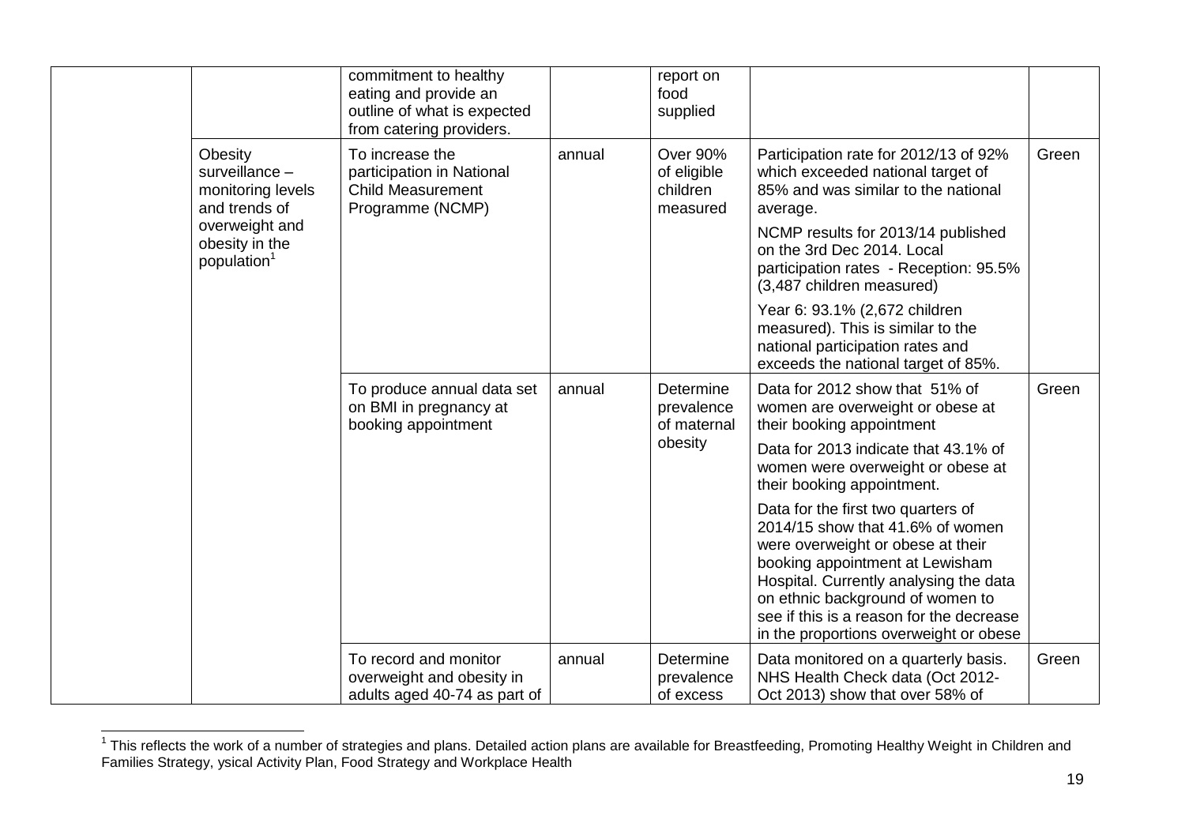| | | | | | | |
|---|---|---|---|---|---|---|
| | | commitment to healthy eating and provide an outline of what is expected from catering providers. | | report on food supplied | | |
| | Obesity surveillance – monitoring levels and trends of overweight and obesity in the population[1] | To increase the participation in National Child Measurement Programme (NCMP) | annual | Over 90% of eligible children measured | Participation rate for 2012/13 of 92% which exceeded national target of 85% and was similar to the national average.<br><br>NCMP results for 2013/14 published on the 3rd Dec 2014. Local participation rates - Reception: 95.5% (3,487 children measured)<br><br>Year 6: 93.1% (2,672 children measured). This is similar to the national participation rates and exceeds the national target of 85%. | Green |
| | | To produce annual data set on BMI in pregnancy at booking appointment | annual | Determine prevalence of maternal obesity | Data for 2012 show that 51% of women are overweight or obese at their booking appointment<br><br>Data for 2013 indicate that 43.1% of women were overweight or obese at their booking appointment.<br><br>Data for the first two quarters of 2014/15 show that 41.6% of women were overweight or obese at their booking appointment at Lewisham Hospital. Currently analysing the data on ethnic background of women to see if this is a reason for the decrease in the proportions overweight or obese | Green |
| | | To record and monitor overweight and obesity in adults aged 40-74 as part of | annual | Determine prevalence of excess | Data monitored on a quarterly basis. NHS Health Check data (Oct 2012-Oct 2013) show that over 58% of | Green |

[1] This reflects the work of a number of strategies and plans. Detailed action plans are available for Breastfeeding, Promoting Healthy Weight in Children and Families Strategy, ysical Activity Plan, Food Strategy and Workplace Health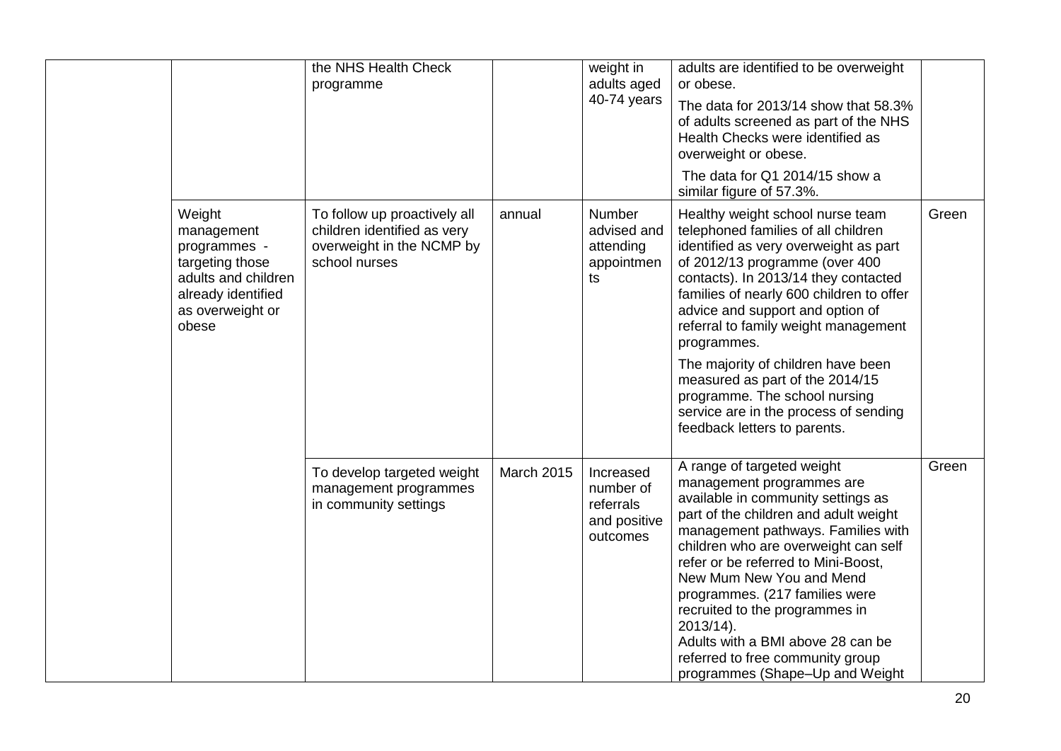|  |  |  |  |  |  |  |
|---|---|---|---|---|---|---|
|  |  | the NHS Health Check programme |  | weight in adults aged 40-74 years | adults are identified to be overweight or obese.<br><br>The data for 2013/14 show that 58.3% of adults screened as part of the NHS Health Checks were identified as overweight or obese.<br><br>The data for Q1 2014/15 show a similar figure of 57.3%. |  |
|  | Weight management programmes - targeting those adults and children already identified as overweight or obese | To follow up proactively all children identified as very overweight in the NCMP by school nurses | annual | Number advised and attending appointments | Healthy weight school nurse team telephoned families of all children identified as very overweight as part of 2012/13 programme (over 400 contacts). In 2013/14 they contacted families of nearly 600 children to offer advice and support and option of referral to family weight management programmes.<br><br>The majority of children have been measured as part of the 2014/15 programme. The school nursing service are in the process of sending feedback letters to parents. | Green |
|  |  | To develop targeted weight management programmes in community settings | March 2015 | Increased number of referrals and positive outcomes | A range of targeted weight management programmes are available in community settings as part of the children and adult weight management pathways. Families with children who are overweight can self refer or be referred to Mini-Boost, New Mum New You and Mend programmes. (217 families were recruited to the programmes in 2013/14).<br>Adults with a BMI above 28 can be referred to free community group programmes (Shape–Up and Weight | Green |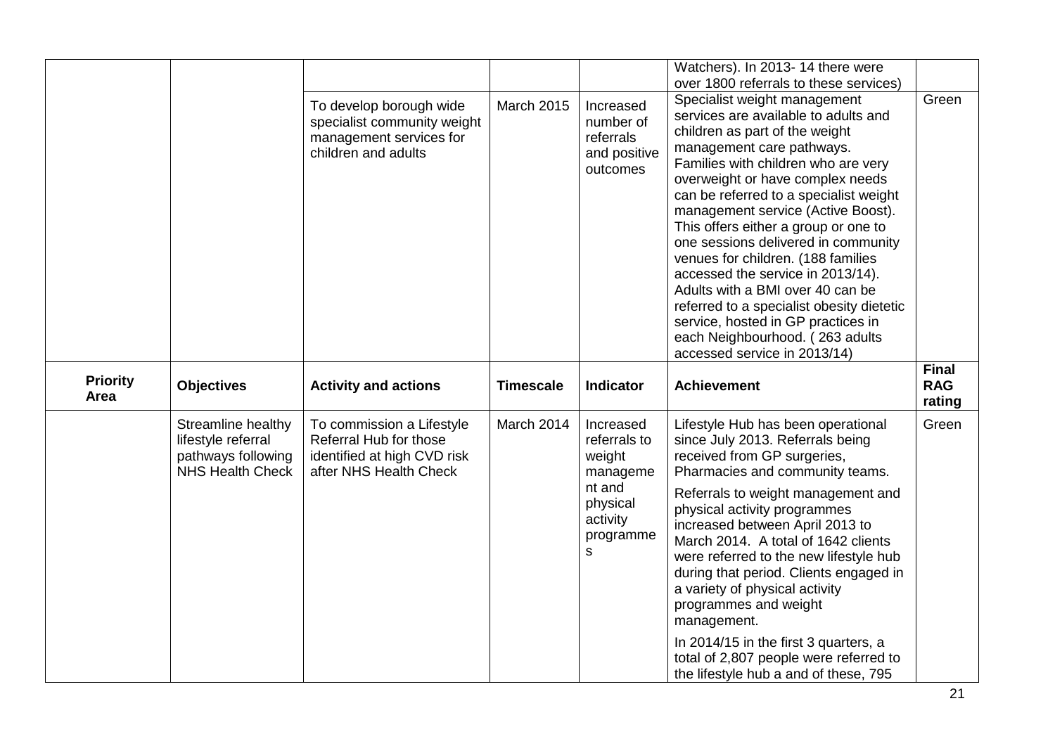| | | | | | Watchers). In 2013- 14 there were over 1800 referrals to these services) | |
|---|---|---|---|---|---|---|
| | | To develop borough wide specialist community weight management services for children and adults | March 2015 | Increased number of referrals and positive outcomes | Specialist weight management services are available to adults and children as part of the weight management care pathways. Families with children who are very overweight or have complex needs can be referred to a specialist weight management service (Active Boost). This offers either a group or one to one sessions delivered in community venues for children. (188 families accessed the service in 2013/14). Adults with a BMI over 40 can be referred to a specialist obesity dietetic service, hosted in GP practices in each Neighbourhood. ( 263 adults accessed service in 2013/14) | Green |

| **Priority Area** | **Objectives** | **Activity and actions** | **Timescale** | **Indicator** | **Achievement** | **Final RAG rating** |
|---|---|---|---|---|---|---|
| | Streamline healthy lifestyle referral pathways following NHS Health Check | To commission a Lifestyle Referral Hub for those identified at high CVD risk after NHS Health Check | March 2014 | Increased referrals to weight management and physical activity programmes | Lifestyle Hub has been operational since July 2013. Referrals being received from GP surgeries, Pharmacies and community teams.<br><br>Referrals to weight management and physical activity programmes increased between April 2013 to March 2014. A total of 1642 clients were referred to the new lifestyle hub during that period. Clients engaged in a variety of physical activity programmes and weight management.<br><br>In 2014/15 in the first 3 quarters, a total of 2,807 people were referred to the lifestyle hub a and of these, 795 | Green |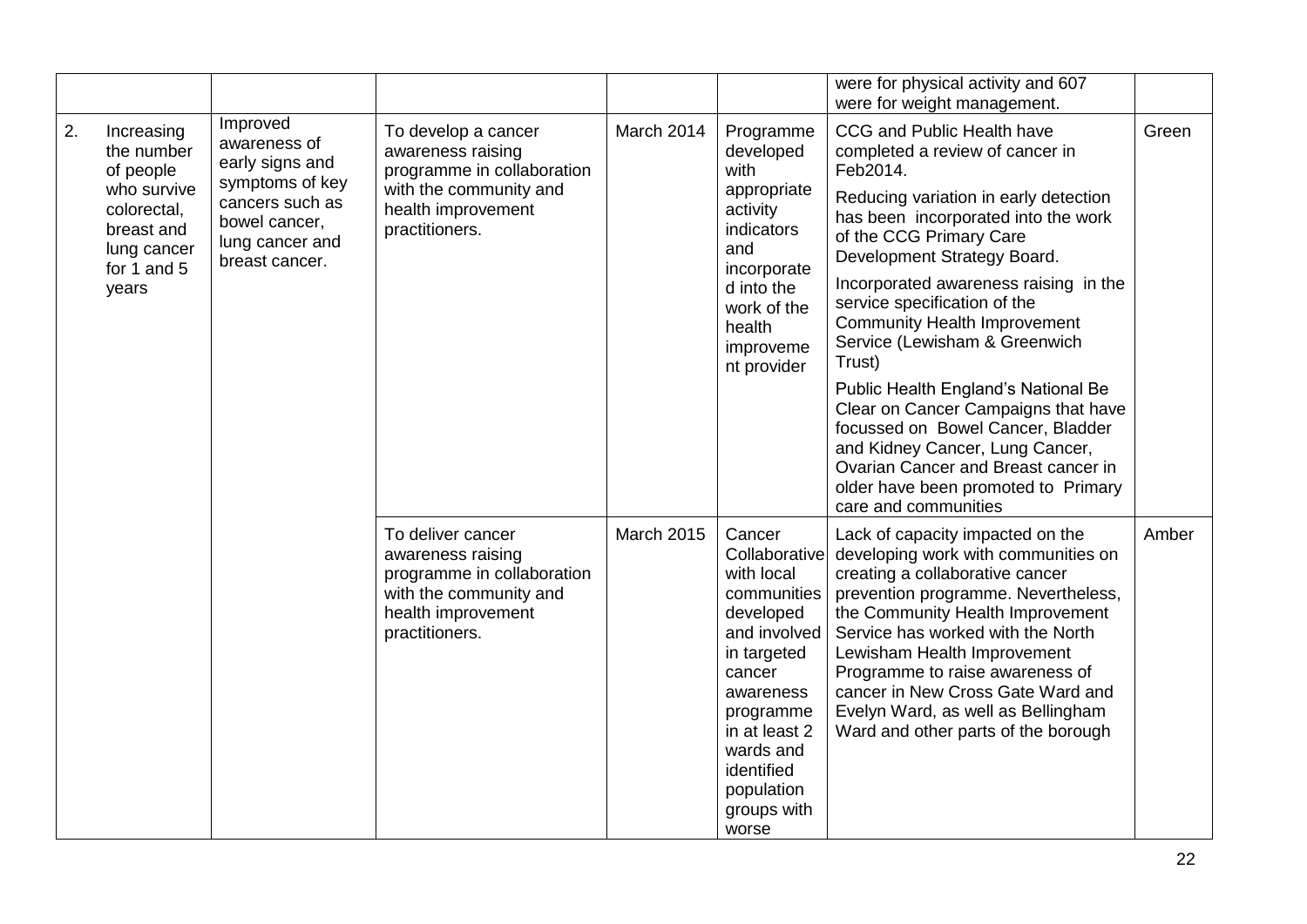| | | | | | | |
|---|---|---|---|---|---|---|
| | | | | | were for physical activity and 607 were for weight management. | |
| 2. Increasing the number of people who survive colorectal, breast and lung cancer for 1 and 5 years | Improved awareness of early signs and symptoms of key cancers such as bowel cancer, lung cancer and breast cancer. | To develop a cancer awareness raising programme in collaboration with the community and health improvement practitioners. | March 2014 | Programme developed with appropriate activity indicators and incorporated into the work of the health improvement provider | CCG and Public Health have completed a review of cancer in Feb2014.<br><br>Reducing variation in early detection has been incorporated into the work of the CCG Primary Care Development Strategy Board.<br><br>Incorporated awareness raising in the service specification of the Community Health Improvement Service (Lewisham & Greenwich Trust)<br><br>Public Health England's National Be Clear on Cancer Campaigns that have focussed on Bowel Cancer, Bladder and Kidney Cancer, Lung Cancer, Ovarian Cancer and Breast cancer in older have been promoted to Primary care and communities | Green |
| | | To deliver cancer awareness raising programme in collaboration with the community and health improvement practitioners. | March 2015 | Cancer Collaborative with local communities developed and involved in targeted cancer awareness programme in at least 2 wards and identified population groups with worse | Lack of capacity impacted on the developing work with communities on creating a collaborative cancer prevention programme. Nevertheless, the Community Health Improvement Service has worked with the North Lewisham Health Improvement Programme to raise awareness of cancer in New Cross Gate Ward and Evelyn Ward, as well as Bellingham Ward and other parts of the borough | Amber |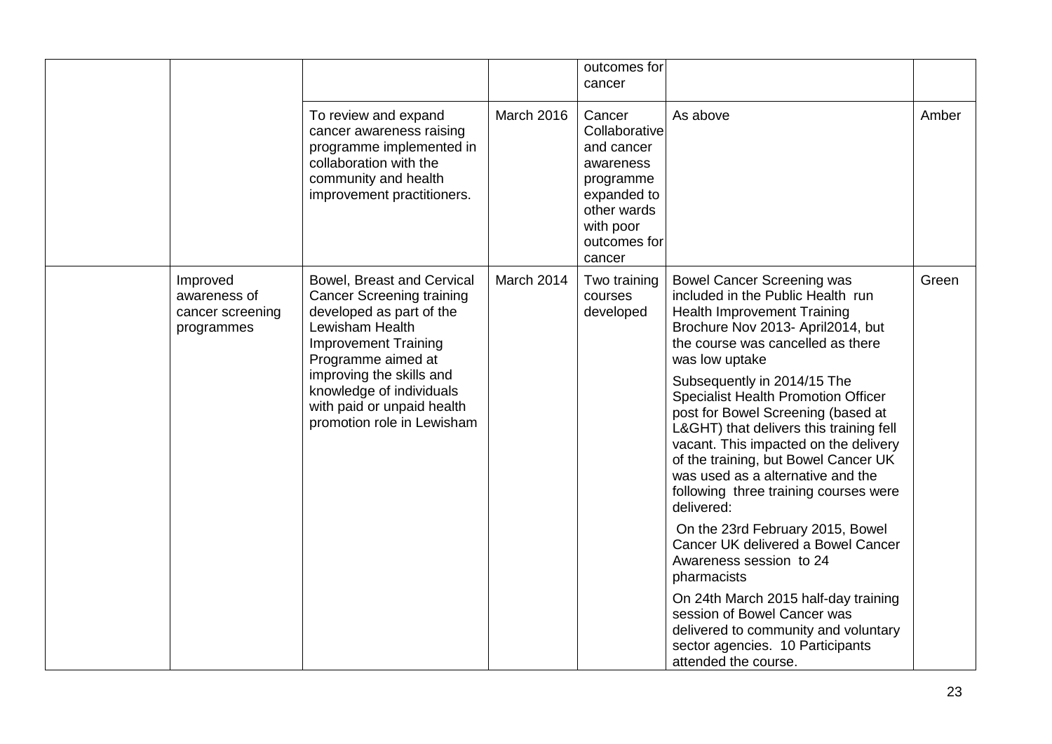| | | | | | | |
|---|---|---|---|---|---|---|
| | | | | outcomes for cancer | | |
| | | To review and expand cancer awareness raising programme implemented in collaboration with the community and health improvement practitioners. | March 2016 | Cancer Collaborative and cancer awareness programme expanded to other wards with poor outcomes for cancer | As above | Amber |
| | Improved awareness of cancer screening programmes | Bowel, Breast and Cervical Cancer Screening training developed as part of the Lewisham Health Improvement Training Programme aimed at improving the skills and knowledge of individuals with paid or unpaid health promotion role in Lewisham | March 2014 | Two training courses developed | Bowel Cancer Screening was included in the Public Health run Health Improvement Training Brochure Nov 2013- April2014, but the course was cancelled as there was low uptake<br><br>Subsequently in 2014/15 The Specialist Health Promotion Officer post for Bowel Screening (based at L&GHT) that delivers this training fell vacant. This impacted on the delivery of the training, but Bowel Cancer UK was used as a alternative and the following three training courses were delivered:<br><br>On the 23rd February 2015, Bowel Cancer UK delivered a Bowel Cancer Awareness session to 24 pharmacists<br><br>On 24th March 2015 half-day training session of Bowel Cancer was delivered to community and voluntary sector agencies. 10 Participants attended the course. | Green |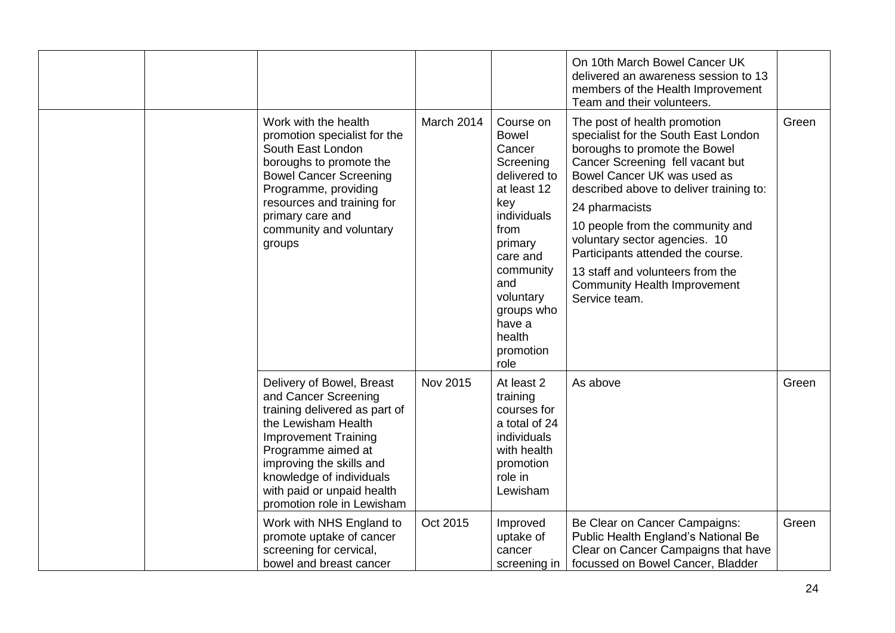| | | | | | | |
|---|---|---|---|---|---|---|
| | | | | | On 10th March Bowel Cancer UK delivered an awareness session to 13 members of the Health Improvement Team and their volunteers. | |
| | | Work with the health promotion specialist for the South East London boroughs to promote the Bowel Cancer Screening Programme, providing resources and training for primary care and community and voluntary groups | March 2014 | Course on Bowel Cancer Screening delivered to at least 12 key individuals from primary care and community and voluntary groups who have a health promotion role | The post of health promotion specialist for the South East London boroughs to promote the Bowel Cancer Screening fell vacant but Bowel Cancer UK was used as described above to deliver training to:<br><br>24 pharmacists<br><br>10 people from the community and voluntary sector agencies. 10 Participants attended the course.<br><br>13 staff and volunteers from the Community Health Improvement Service team. | Green |
| | | Delivery of Bowel, Breast and Cancer Screening training delivered as part of the Lewisham Health Improvement Training Programme aimed at improving the skills and knowledge of individuals with paid or unpaid health promotion role in Lewisham | Nov 2015 | At least 2 training courses for a total of 24 individuals with health promotion role in Lewisham | As above | Green |
| | | Work with NHS England to promote uptake of cancer screening for cervical, bowel and breast cancer | Oct 2015 | Improved uptake of cancer screening in | Be Clear on Cancer Campaigns: Public Health England's National Be Clear on Cancer Campaigns that have focussed on Bowel Cancer, Bladder | Green |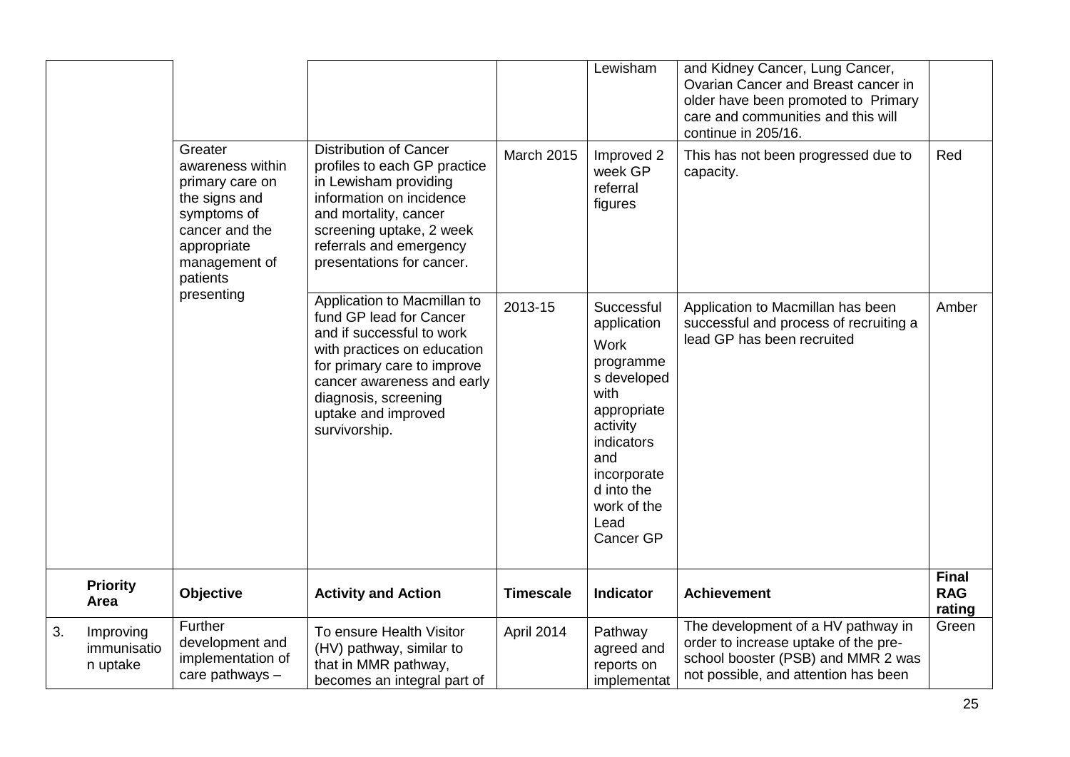| | | | | | | |
|---|---|---|---|---|---|---|
| | | | | Lewisham | and Kidney Cancer, Lung Cancer, Ovarian Cancer and Breast cancer in older have been promoted to Primary care and communities and this will continue in 205/16. | |
| | Greater awareness within primary care on the signs and symptoms of cancer and the appropriate management of patients presenting | Distribution of Cancer profiles to each GP practice in Lewisham providing information on incidence and mortality, cancer screening uptake, 2 week referrals and emergency presentations for cancer. | March 2015 | Improved 2 week GP referral figures | This has not been progressed due to capacity. | Red |
| | | Application to Macmillan to fund GP lead for Cancer and if successful to work with practices on education for primary care to improve cancer awareness and early diagnosis, screening uptake and improved survivorship. | 2013-15 | Successful application<br>Work programmes developed with appropriate activity indicators and incorporated into the work of the Lead Cancer GP | Application to Macmillan has been successful and process of recruiting a lead GP has been recruited | Amber |

| Priority Area | Objective | Activity and Action | Timescale | Indicator | Achievement | Final RAG rating |
|---|---|---|---|---|---|---|
| 3. Improving immunisation uptake | Further development and implementation of care pathways – | To ensure Health Visitor (HV) pathway, similar to that in MMR pathway, becomes an integral part of | April 2014 | Pathway agreed and reports on implementat | The development of a HV pathway in order to increase uptake of the pre-school booster (PSB) and MMR 2 was not possible, and attention has been | Green |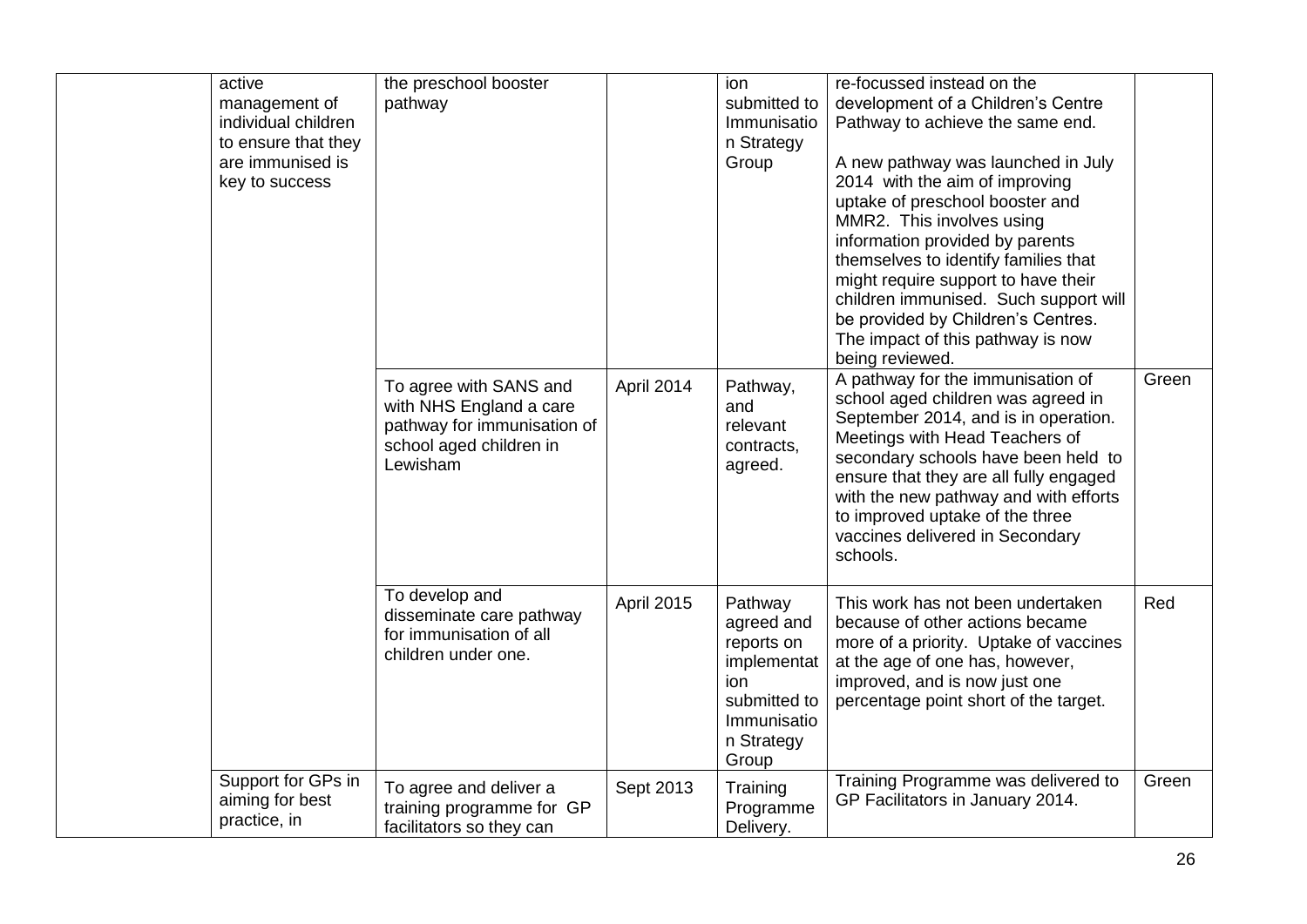| | | | | | | |
|---|---|---|---|---|---|---|
| | active management of individual children to ensure that they are immunised is key to success | the preschool booster pathway | | ion submitted to Immunisation Strategy Group | re-focussed instead on the development of a Children's Centre Pathway to achieve the same end.<br><br>A new pathway was launched in July 2014 with the aim of improving uptake of preschool booster and MMR2. This involves using information provided by parents themselves to identify families that might require support to have their children immunised. Such support will be provided by Children's Centres. The impact of this pathway is now being reviewed. | |
| | | To agree with SANS and with NHS England a care pathway for immunisation of school aged children in Lewisham | April 2014 | Pathway, and relevant contracts, agreed. | A pathway for the immunisation of school aged children was agreed in September 2014, and is in operation. Meetings with Head Teachers of secondary schools have been held to ensure that they are all fully engaged with the new pathway and with efforts to improved uptake of the three vaccines delivered in Secondary schools. | Green |
| | | To develop and disseminate care pathway for immunisation of all children under one. | April 2015 | Pathway agreed and reports on implementation submitted to Immunisation Strategy Group | This work has not been undertaken because of other actions became more of a priority. Uptake of vaccines at the age of one has, however, improved, and is now just one percentage point short of the target. | Red |
| | Support for GPs in aiming for best practice, in | To agree and deliver a training programme for GP facilitators so they can | Sept 2013 | Training Programme Delivery. | Training Programme was delivered to GP Facilitators in January 2014. | Green |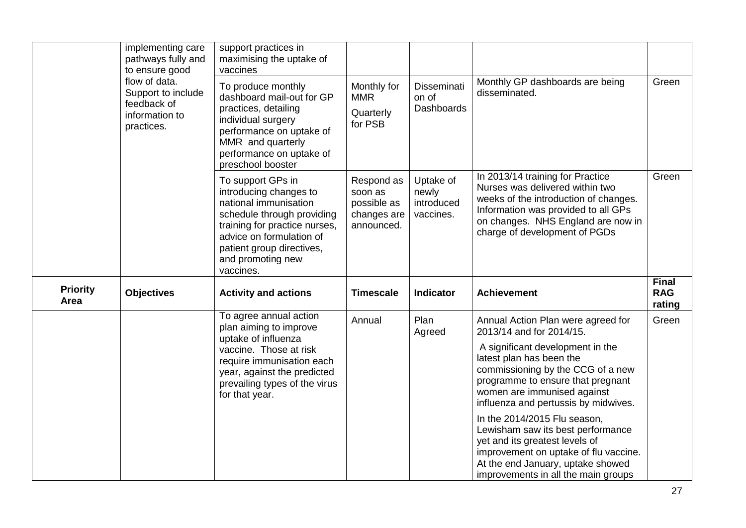| | | | | | | |
|---|---|---|---|---|---|---|
| | implementing care pathways fully and to ensure good flow of data. Support to include feedback of information to practices. | support practices in maximising the uptake of vaccines | | | | |
| | | To produce monthly dashboard mail-out for GP practices, detailing individual surgery performance on uptake of MMR and quarterly performance on uptake of preschool booster | Monthly for MMR<br>Quarterly for PSB | Dissemination of Dashboards | Monthly GP dashboards are being disseminated. | Green |
| | | To support GPs in introducing changes to national immunisation schedule through providing training for practice nurses, advice on formulation of patient group directives, and promoting new vaccines. | Respond as soon as possible as changes are announced. | Uptake of newly introduced vaccines. | In 2013/14 training for Practice Nurses was delivered within two weeks of the introduction of changes. Information was provided to all GPs on changes. NHS England are now in charge of development of PGDs | Green |

| **Priority Area** | **Objectives** | **Activity and actions** | **Timescale** | **Indicator** | **Achievement** | **Final RAG rating** |
|---|---|---|---|---|---|---|
| | | To agree annual action plan aiming to improve uptake of influenza vaccine. Those at risk require immunisation each year, against the predicted prevailing types of the virus for that year. | Annual | Plan Agreed | Annual Action Plan were agreed for 2013/14 and for 2014/15.<br><br>A significant development in the latest plan has been the commissioning by the CCG of a new programme to ensure that pregnant women are immunised against influenza and pertussis by midwives.<br><br>In the 2014/2015 Flu season, Lewisham saw its best performance yet and its greatest levels of improvement on uptake of flu vaccine. At the end January, uptake showed improvements in all the main groups | Green |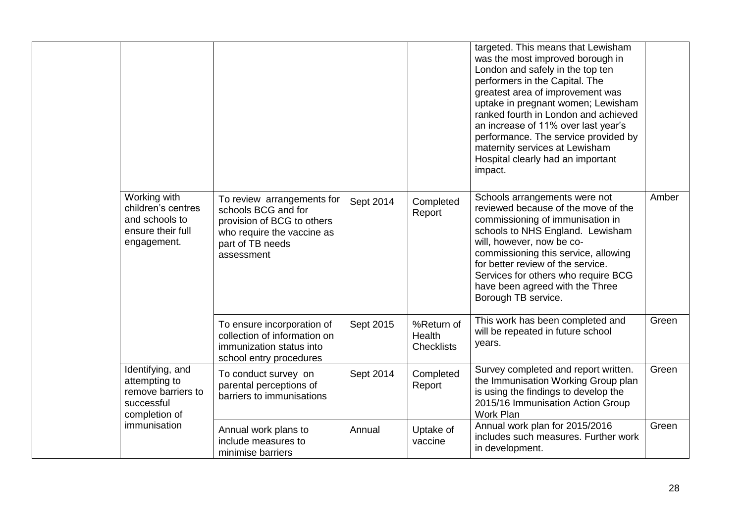| | | | | | | |
|---|---|---|---|---|---|---|
| | | | | | targeted. This means that Lewisham was the most improved borough in London and safely in the top ten performers in the Capital. The greatest area of improvement was uptake in pregnant women; Lewisham ranked fourth in London and achieved an increase of 11% over last year's performance. The service provided by maternity services at Lewisham Hospital clearly had an important impact. | |
| | Working with children's centres and schools to ensure their full engagement. | To review arrangements for schools BCG and for provision of BCG to others who require the vaccine as part of TB needs assessment | Sept 2014 | Completed Report | Schools arrangements were not reviewed because of the move of the commissioning of immunisation in schools to NHS England. Lewisham will, however, now be co-commissioning this service, allowing for better review of the service. Services for others who require BCG have been agreed with the Three Borough TB service. | Amber |
| | | To ensure incorporation of collection of information on immunization status into school entry procedures | Sept 2015 | %Return of Health Checklists | This work has been completed and will be repeated in future school years. | Green |
| | Identifying, and attempting to remove barriers to successful completion of immunisation | To conduct survey on parental perceptions of barriers to immunisations | Sept 2014 | Completed Report | Survey completed and report written. the Immunisation Working Group plan is using the findings to develop the 2015/16 Immunisation Action Group Work Plan | Green |
| | | Annual work plans to include measures to minimise barriers | Annual | Uptake of vaccine | Annual work plan for 2015/2016 includes such measures. Further work in development. | Green |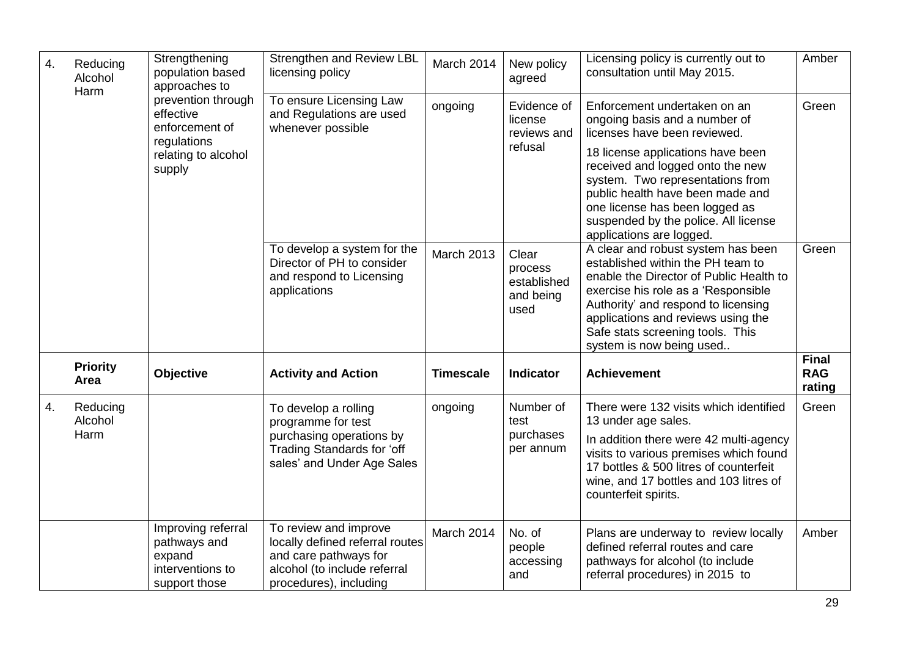| | | | | | | | |
|---|---|---|---|---|---|---|---|
| 4. | Reducing Alcohol Harm | Strengthening population based approaches to prevention through effective enforcement of regulations relating to alcohol supply | Strengthen and Review LBL licensing policy | March 2014 | New policy agreed | Licensing policy is currently out to consultation until May 2015. | Amber |
| | | | To ensure Licensing Law and Regulations are used whenever possible | ongoing | Evidence of license reviews and refusal | Enforcement undertaken on an ongoing basis and a number of licenses have been reviewed.<br><br>18 license applications have been received and logged onto the new system. Two representations from public health have been made and one license has been logged as suspended by the police. All license applications are logged. | Green |
| | | | To develop a system for the Director of PH to consider and respond to Licensing applications | March 2013 | Clear process established and being used | A clear and robust system has been established within the PH team to enable the Director of Public Health to exercise his role as a 'Responsible Authority' and respond to licensing applications and reviews using the Safe stats screening tools. This system is now being used.. | Green |
| | **Priority Area** | **Objective** | **Activity and Action** | **Timescale** | **Indicator** | **Achievement** | **Final RAG rating** |
| 4. | Reducing Alcohol Harm | | To develop a rolling programme for test purchasing operations by Trading Standards for 'off sales' and Under Age Sales | ongoing | Number of test purchases per annum | There were 132 visits which identified 13 under age sales.<br><br>In addition there were 42 multi-agency visits to various premises which found 17 bottles & 500 litres of counterfeit wine, and 17 bottles and 103 litres of counterfeit spirits. | Green |
| | | Improving referral pathways and expand interventions to support those | To review and improve locally defined referral routes and care pathways for alcohol (to include referral procedures), including | March 2014 | No. of people accessing and | Plans are underway to review locally defined referral routes and care pathways for alcohol (to include referral procedures) in 2015 to | Amber |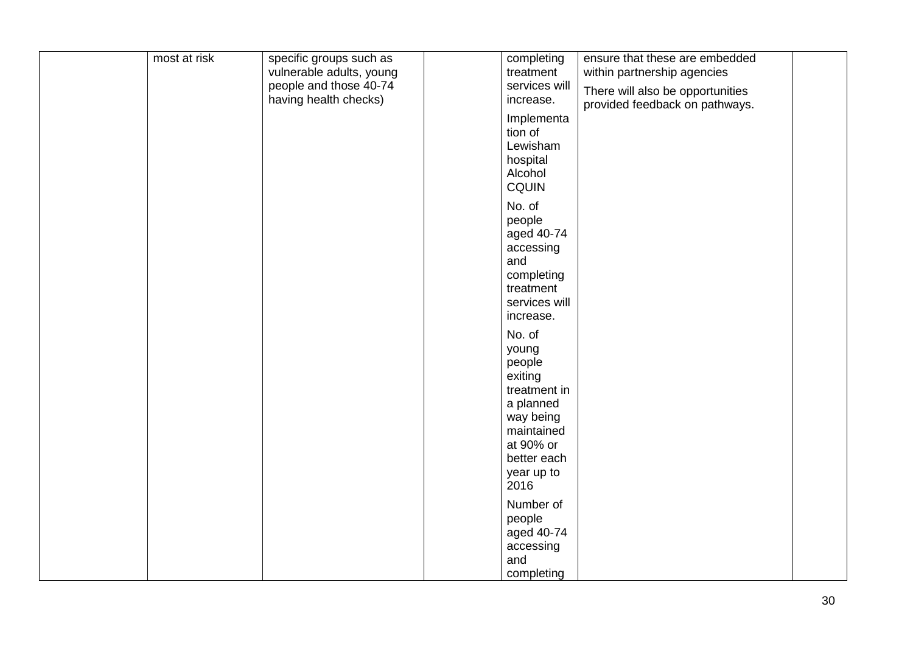| | | | | | | |
|---|---|---|---|---|---|---|
| | most at risk | specific groups such as vulnerable adults, young people and those 40-74 having health checks) | | completing treatment services will increase.<br><br>Implementation of Lewisham hospital Alcohol CQUIN<br><br>No. of people aged 40-74 accessing and completing treatment services will increase.<br><br>No. of young people exiting treatment in a planned way being maintained at 90% or better each year up to 2016<br><br>Number of people aged 40-74 accessing and completing | ensure that these are embedded within partnership agencies<br><br>There will also be opportunities provided feedback on pathways. | |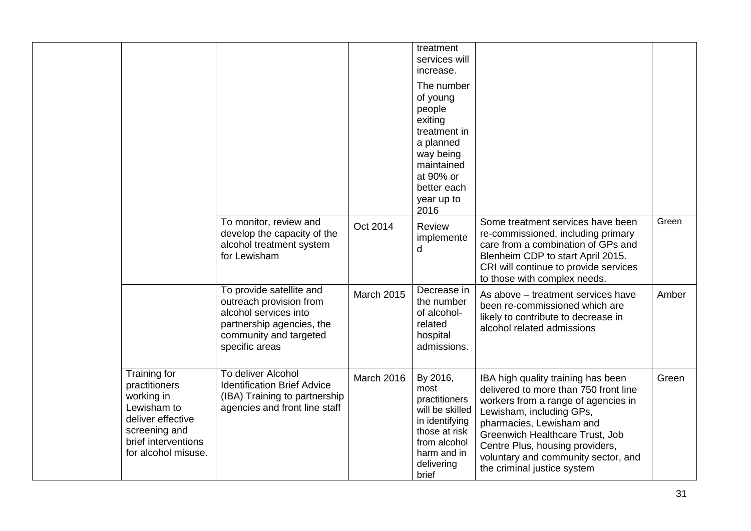| | | | | | | |
|---|---|---|---|---|---|---|
| | | | | treatment services will increase.<br><br>The number of young people exiting treatment in a planned way being maintained at 90% or better each year up to 2016 | | |
| | | To monitor, review and develop the capacity of the alcohol treatment system for Lewisham | Oct 2014 | Review implemented | Some treatment services have been re-commissioned, including primary care from a combination of GPs and Blenheim CDP to start April 2015. CRI will continue to provide services to those with complex needs. | Green |
| | | To provide satellite and outreach provision from alcohol services into partnership agencies, the community and targeted specific areas | March 2015 | Decrease in the number of alcohol-related hospital admissions. | As above – treatment services have been re-commissioned which are likely to contribute to decrease in alcohol related admissions | Amber |
| | Training for practitioners working in Lewisham to deliver effective screening and brief interventions for alcohol misuse. | To deliver Alcohol Identification Brief Advice (IBA) Training to partnership agencies and front line staff | March 2016 | By 2016, most practitioners will be skilled in identifying those at risk from alcohol harm and in delivering brief | IBA high quality training has been delivered to more than 750 front line workers from a range of agencies in Lewisham, including GPs, pharmacies, Lewisham and Greenwich Healthcare Trust, Job Centre Plus, housing providers, voluntary and community sector, and the criminal justice system | Green |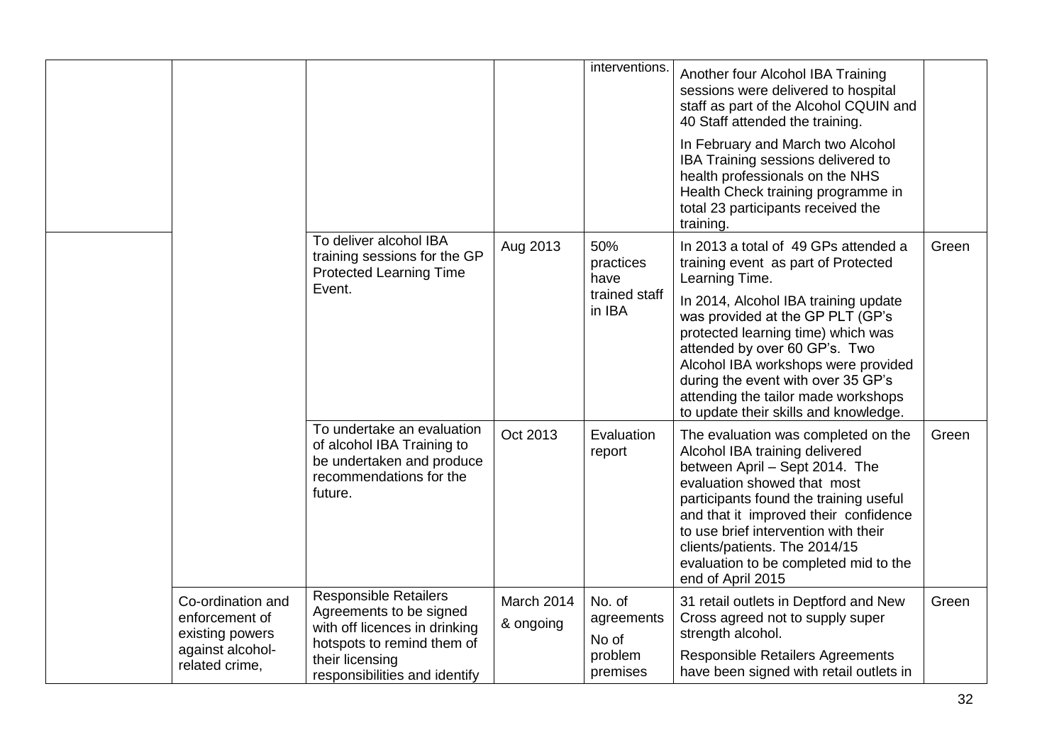| | | | | | | |
|---|---|---|---|---|---|---|
| | | | | interventions. | Another four Alcohol IBA Training sessions were delivered to hospital staff as part of the Alcohol CQUIN and 40 Staff attended the training.<br><br>In February and March two Alcohol IBA Training sessions delivered to health professionals on the NHS Health Check training programme in total 23 participants received the training. | |
| | | To deliver alcohol IBA training sessions for the GP Protected Learning Time Event. | Aug 2013 | 50% practices have trained staff in IBA | In 2013 a total of 49 GPs attended a training event as part of Protected Learning Time.<br><br>In 2014, Alcohol IBA training update was provided at the GP PLT (GP's protected learning time) which was attended by over 60 GP's. Two Alcohol IBA workshops were provided during the event with over 35 GP's attending the tailor made workshops to update their skills and knowledge. | Green |
| | | To undertake an evaluation of alcohol IBA Training to be undertaken and produce recommendations for the future. | Oct 2013 | Evaluation report | The evaluation was completed on the Alcohol IBA training delivered between April – Sept 2014. The evaluation showed that most participants found the training useful and that it improved their confidence to use brief intervention with their clients/patients. The 2014/15 evaluation to be completed mid to the end of April 2015 | Green |
| | Co-ordination and enforcement of existing powers against alcohol-related crime, | Responsible Retailers Agreements to be signed with off licences in drinking hotspots to remind them of their licensing responsibilities and identify | March 2014 & ongoing | No. of agreements<br><br>No of problem premises | 31 retail outlets in Deptford and New Cross agreed not to supply super strength alcohol.<br><br>Responsible Retailers Agreements have been signed with retail outlets in | Green |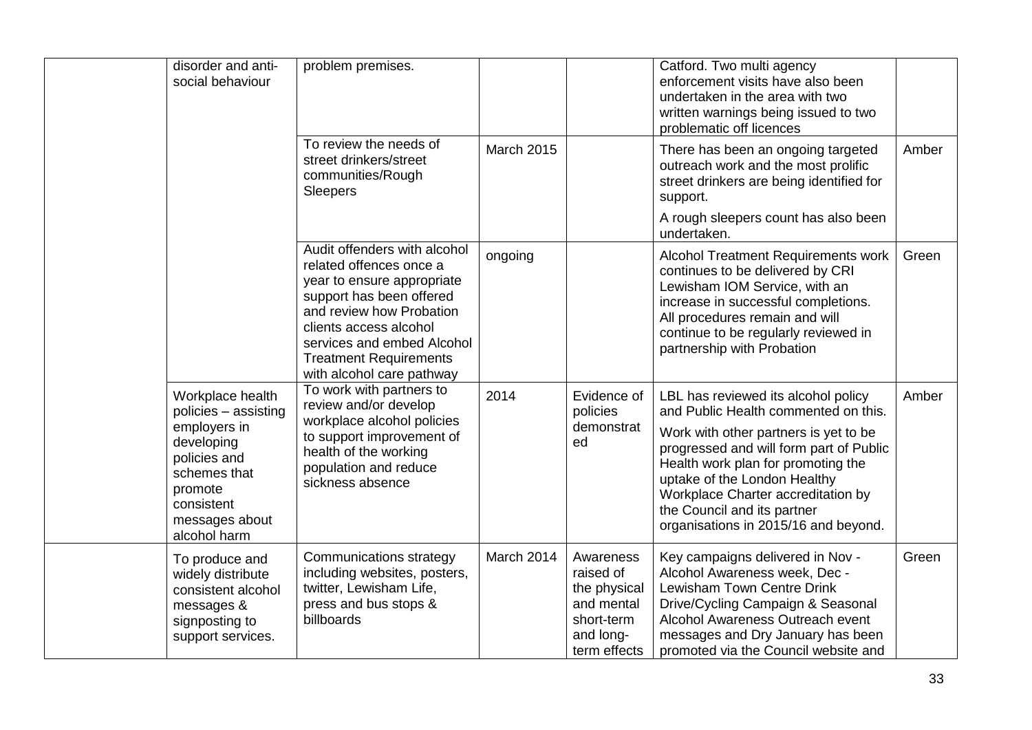| | | | | | | |
|---|---|---|---|---|---|---|
| | disorder and anti-social behaviour | problem premises. | | | Catford. Two multi agency enforcement visits have also been undertaken in the area with two written warnings being issued to two problematic off licences | |
| | | To review the needs of street drinkers/street communities/Rough Sleepers | March 2015 | | There has been an ongoing targeted outreach work and the most prolific street drinkers are being identified for support.<br>A rough sleepers count has also been undertaken. | Amber |
| | | Audit offenders with alcohol related offences once a year to ensure appropriate support has been offered and review how Probation clients access alcohol services and embed Alcohol Treatment Requirements with alcohol care pathway | ongoing | | Alcohol Treatment Requirements work continues to be delivered by CRI Lewisham IOM Service, with an increase in successful completions. All procedures remain and will continue to be regularly reviewed in partnership with Probation | Green |
| | Workplace health policies – assisting employers in developing policies and schemes that promote consistent messages about alcohol harm | To work with partners to review and/or develop workplace alcohol policies to support improvement of health of the working population and reduce sickness absence | 2014 | Evidence of policies demonstrated | LBL has reviewed its alcohol policy and Public Health commented on this.<br>Work with other partners is yet to be progressed and will form part of Public Health work plan for promoting the uptake of the London Healthy Workplace Charter accreditation by the Council and its partner organisations in 2015/16 and beyond. | Amber |
| | To produce and widely distribute consistent alcohol messages & signposting to support services. | Communications strategy including websites, posters, twitter, Lewisham Life, press and bus stops & billboards | March 2014 | Awareness raised of the physical and mental short-term and long-term effects | Key campaigns delivered in Nov - Alcohol Awareness week, Dec - Lewisham Town Centre Drink Drive/Cycling Campaign & Seasonal Alcohol Awareness Outreach event messages and Dry January has been promoted via the Council website and | Green |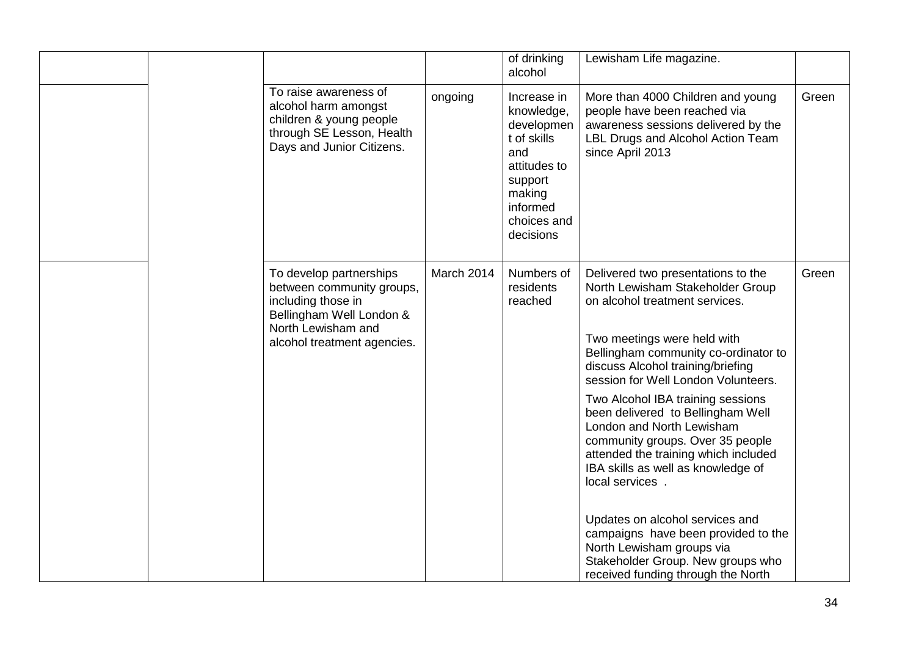| | | | | | | |
|---|---|---|---|---|---|---|
| | | | | of drinking alcohol | Lewisham Life magazine. | |
| | | To raise awareness of alcohol harm amongst children & young people through SE Lesson, Health Days and Junior Citizens. | ongoing | Increase in knowledge, development of skills and attitudes to support making informed choices and decisions | More than 4000 Children and young people have been reached via awareness sessions delivered by the LBL Drugs and Alcohol Action Team since April 2013 | Green |
| | | To develop partnerships between community groups, including those in Bellingham Well London & North Lewisham and alcohol treatment agencies. | March 2014 | Numbers of residents reached | Delivered two presentations to the North Lewisham Stakeholder Group on alcohol treatment services.<br><br>Two meetings were held with Bellingham community co-ordinator to discuss Alcohol training/briefing session for Well London Volunteers.<br><br>Two Alcohol IBA training sessions been delivered to Bellingham Well London and North Lewisham community groups. Over 35 people attended the training which included IBA skills as well as knowledge of local services .<br><br>Updates on alcohol services and campaigns have been provided to the North Lewisham groups via Stakeholder Group. New groups who received funding through the North | Green |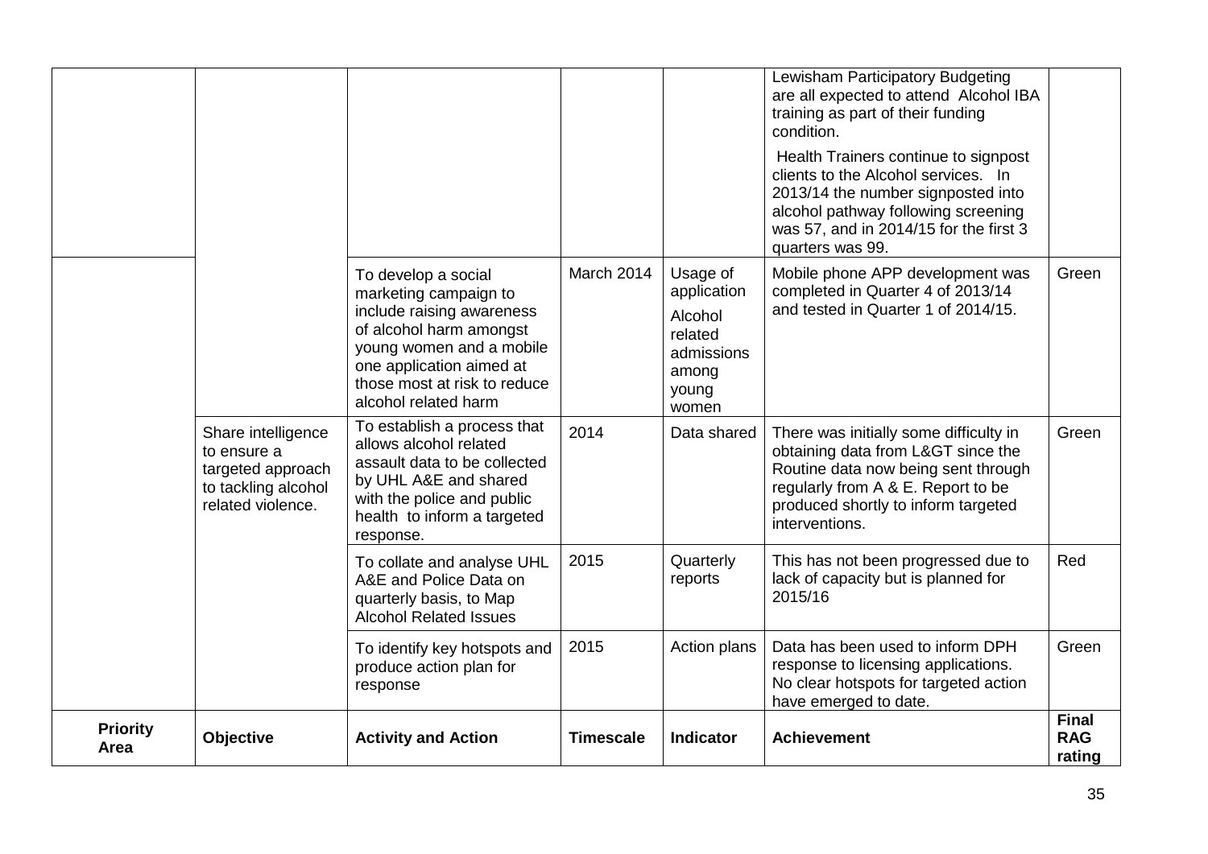| Priority Area | Objective | Activity and Action | Timescale | Indicator | Achievement | Final RAG rating |
|---|---|---|---|---|---|---|
| | | | | | Lewisham Participatory Budgeting are all expected to attend Alcohol IBA training as part of their funding condition. Health Trainers continue to signpost clients to the Alcohol services. In 2013/14 the number signposted into alcohol pathway following screening was 57, and in 2014/15 for the first 3 quarters was 99. | |
| | | To develop a social marketing campaign to include raising awareness of alcohol harm amongst young women and a mobile one application aimed at those most at risk to reduce alcohol related harm | March 2014 | Usage of application Alcohol related admissions among young women | Mobile phone APP development was completed in Quarter 4 of 2013/14 and tested in Quarter 1 of 2014/15. | Green |
| | Share intelligence to ensure a targeted approach to tackling alcohol related violence. | To establish a process that allows alcohol related assault data to be collected by UHL A&E and shared with the police and public health to inform a targeted response. | 2014 | Data shared | There was initially some difficulty in obtaining data from L&GT since the Routine data now being sent through regularly from A & E. Report to be produced shortly to inform targeted interventions. | Green |
| | | To collate and analyse UHL A&E and Police Data on quarterly basis, to Map Alcohol Related Issues | 2015 | Quarterly reports | This has not been progressed due to lack of capacity but is planned for 2015/16 | Red |
| | | To identify key hotspots and produce action plan for response | 2015 | Action plans | Data has been used to inform DPH response to licensing applications. No clear hotspots for targeted action have emerged to date. | Green |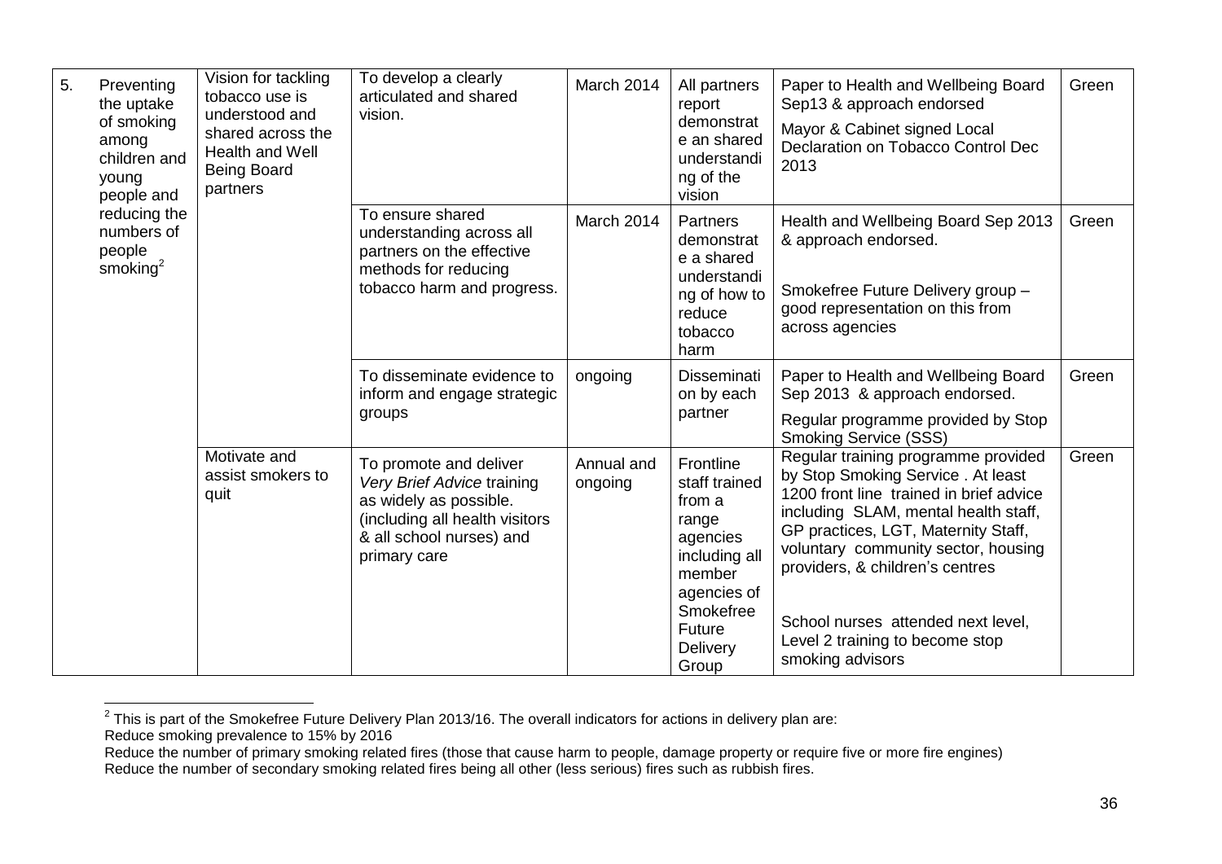| | | | | | | | |
|---|---|---|---|---|---|---|---|
| 5. | Preventing the uptake of smoking among children and young people and reducing the numbers of people smoking[2] | Vision for tackling tobacco use is understood and shared across the Health and Well Being Board partners | To develop a clearly articulated and shared vision. | March 2014 | All partners report demonstrate an shared understanding of the vision | Paper to Health and Wellbeing Board Sep13 & approach endorsed<br>Mayor & Cabinet signed Local Declaration on Tobacco Control Dec 2013 | Green |
| | | | To ensure shared understanding across all partners on the effective methods for reducing tobacco harm and progress. | March 2014 | Partners demonstrate a shared understanding of how to reduce tobacco harm | Health and Wellbeing Board Sep 2013 & approach endorsed.<br>Smokefree Future Delivery group – good representation on this from across agencies | Green |
| | | | To disseminate evidence to inform and engage strategic groups | ongoing | Dissemination by each partner | Paper to Health and Wellbeing Board Sep 2013 & approach endorsed.<br>Regular programme provided by Stop Smoking Service (SSS) | Green |
| | | Motivate and assist smokers to quit | To promote and deliver *Very Brief Advice* training as widely as possible. (including all health visitors & all school nurses) and primary care | Annual and ongoing | Frontline staff trained from a range agencies including all member agencies of Smokefree Future Delivery Group | Regular training programme provided by Stop Smoking Service . At least 1200 front line trained in brief advice including SLAM, mental health staff, GP practices, LGT, Maternity Staff, voluntary community sector, housing providers, & children's centres<br>School nurses attended next level, Level 2 training to become stop smoking advisors | Green |

[2] This is part of the Smokefree Future Delivery Plan 2013/16. The overall indicators for actions in delivery plan are:
Reduce smoking prevalence to 15% by 2016
Reduce the number of primary smoking related fires (those that cause harm to people, damage property or require five or more fire engines)
Reduce the number of secondary smoking related fires being all other (less serious) fires such as rubbish fires.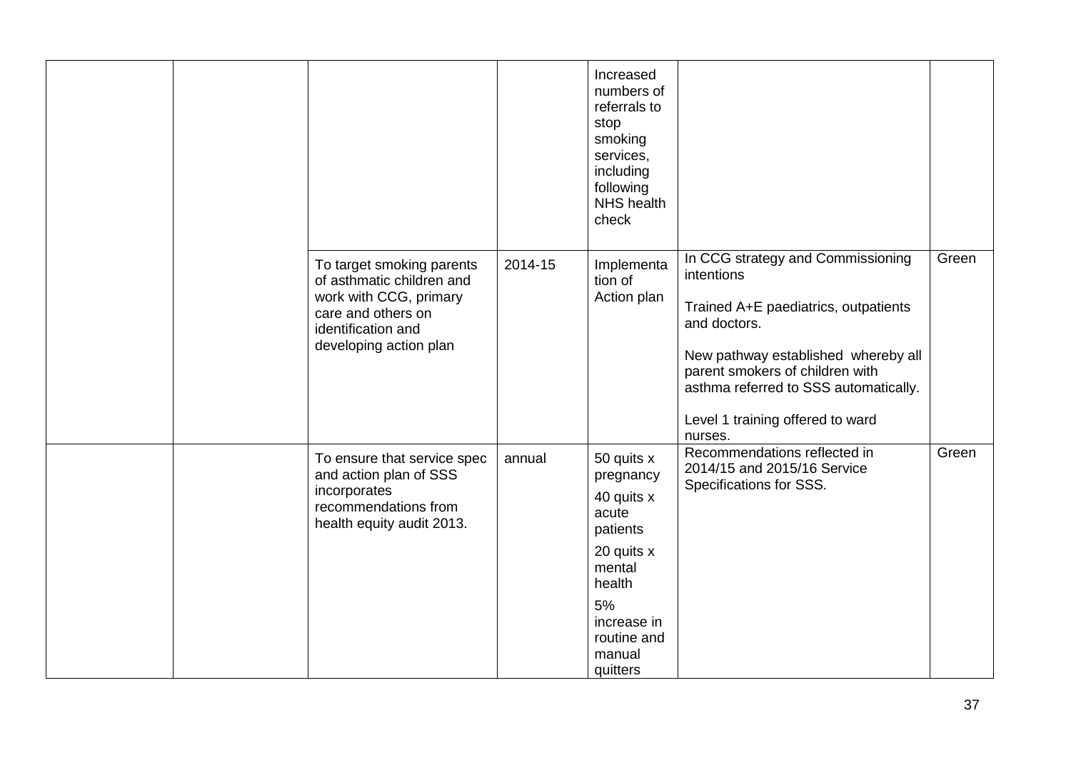| | | | | | | |
|---|---|---|---|---|---|---|
| | | | | Increased numbers of referrals to stop smoking services, including following NHS health check | | |
| | | To target smoking parents of asthmatic children and work with CCG, primary care and others on identification and developing action plan | 2014-15 | Implementation of Action plan | In CCG strategy and Commissioning intentions<br><br>Trained A+E paediatrics, outpatients and doctors.<br><br>New pathway established whereby all parent smokers of children with asthma referred to SSS automatically.<br><br>Level 1 training offered to ward nurses. | Green |
| | | To ensure that service spec and action plan of SSS incorporates recommendations from health equity audit 2013. | annual | 50 quits x pregnancy<br>40 quits x acute patients<br>20 quits x mental health<br>5% increase in routine and manual quitters | Recommendations reflected in 2014/15 and 2015/16 Service Specifications for SSS. | Green |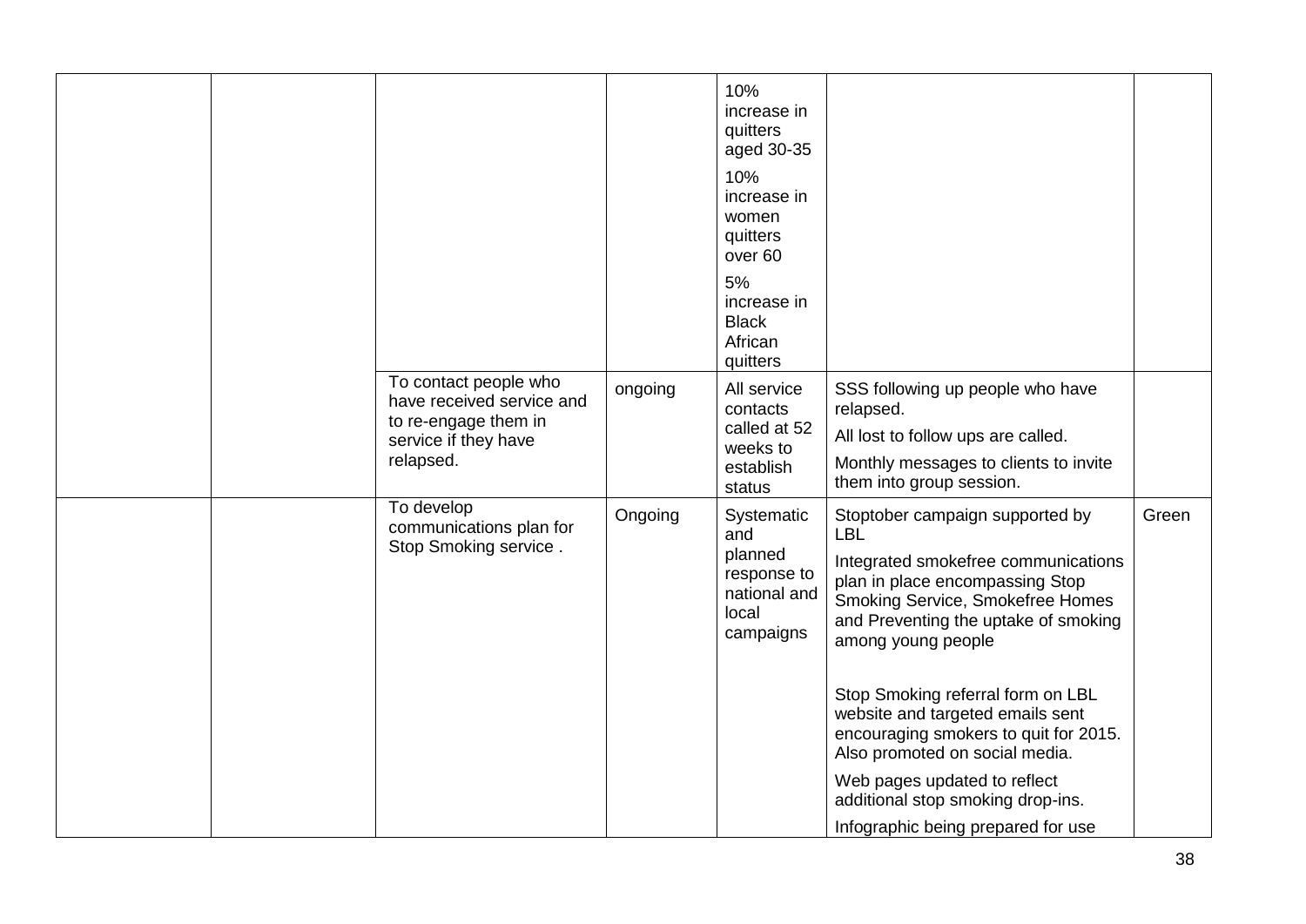| | | | | | | |
|---|---|---|---|---|---|---|
| | | | | 10% increase in quitters aged 30-35<br><br>10% increase in women quitters over 60<br><br>5% increase in Black African quitters | | |
| | | To contact people who have received service and to re-engage them in service if they have relapsed. | ongoing | All service contacts called at 52 weeks to establish status | SSS following up people who have relapsed.<br><br>All lost to follow ups are called.<br><br>Monthly messages to clients to invite them into group session. | |
| | | To develop communications plan for Stop Smoking service . | Ongoing | Systematic and planned response to national and local campaigns | Stoptober campaign supported by LBL<br><br>Integrated smokefree communications plan in place encompassing Stop Smoking Service, Smokefree Homes and Preventing the uptake of smoking among young people<br><br>Stop Smoking referral form on LBL website and targeted emails sent encouraging smokers to quit for 2015. Also promoted on social media.<br><br>Web pages updated to reflect additional stop smoking drop-ins.<br><br>Infographic being prepared for use | Green |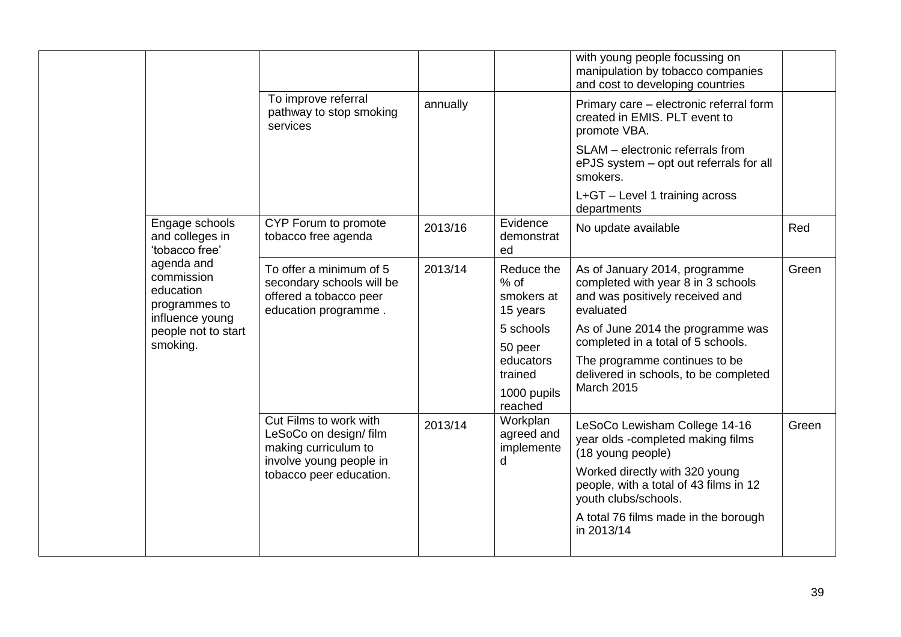| | | | | | | |
|---|---|---|---|---|---|---|
| | | | | | with young people focussing on manipulation by tobacco companies and cost to developing countries | |
| | | To improve referral pathway to stop smoking services | annually | | Primary care – electronic referral form created in EMIS. PLT event to promote VBA.<br><br>SLAM – electronic referrals from ePJS system – opt out referrals for all smokers.<br><br>L+GT – Level 1 training across departments | |
| | Engage schools and colleges in 'tobacco free' agenda and commission education programmes to influence young people not to start smoking. | CYP Forum to promote tobacco free agenda | 2013/16 | Evidence demonstrated | No update available | Red |
| | | To offer a minimum of 5 secondary schools will be offered a tobacco peer education programme . | 2013/14 | Reduce the % of smokers at 15 years<br><br>5 schools<br><br>50 peer educators trained<br><br>1000 pupils reached | As of January 2014, programme completed with year 8 in 3 schools and was positively received and evaluated<br><br>As of June 2014 the programme was completed in a total of 5 schools.<br><br>The programme continues to be delivered in schools, to be completed March 2015 | Green |
| | | Cut Films to work with LeSoCo on design/ film making curriculum to involve young people in tobacco peer education. | 2013/14 | Workplan agreed and implemented | LeSoCo Lewisham College 14-16 year olds -completed making films (18 young people)<br><br>Worked directly with 320 young people, with a total of 43 films in 12 youth clubs/schools.<br><br>A total 76 films made in the borough in 2013/14 | Green |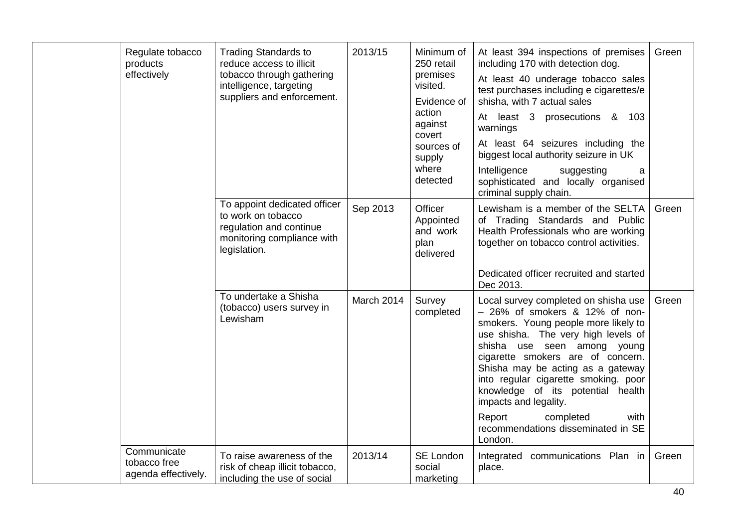| | | | | | | |
|---|---|---|---|---|---|---|
| | Regulate tobacco products effectively | Trading Standards to reduce access to illicit tobacco through gathering intelligence, targeting suppliers and enforcement. | 2013/15 | Minimum of 250 retail premises visited.<br><br>Evidence of action against covert sources of supply where detected | At least 394 inspections of premises including 170 with detection dog.<br><br>At least 40 underage tobacco sales test purchases including e cigarettes/e shisha, with 7 actual sales<br><br>At least 3 prosecutions & 103 warnings<br><br>At least 64 seizures including the biggest local authority seizure in UK<br><br>Intelligence suggesting a sophisticated and locally organised criminal supply chain. | Green |
| | | To appoint dedicated officer to work on tobacco regulation and continue monitoring compliance with legislation. | Sep 2013 | Officer Appointed and work plan delivered | Lewisham is a member of the SELTA of Trading Standards and Public Health Professionals who are working together on tobacco control activities.<br><br>Dedicated officer recruited and started Dec 2013. | Green |
| | | To undertake a Shisha (tobacco) users survey in Lewisham | March 2014 | Survey completed | Local survey completed on shisha use – 26% of smokers & 12% of non-smokers. Young people more likely to use shisha. The very high levels of shisha use seen among young cigarette smokers are of concern. Shisha may be acting as a gateway into regular cigarette smoking. poor knowledge of its potential health impacts and legality.<br><br>Report completed with recommendations disseminated in SE London. | Green |
| | Communicate tobacco free agenda effectively. | To raise awareness of the risk of cheap illicit tobacco, including the use of social | 2013/14 | SE London social marketing | Integrated communications Plan in place. | Green |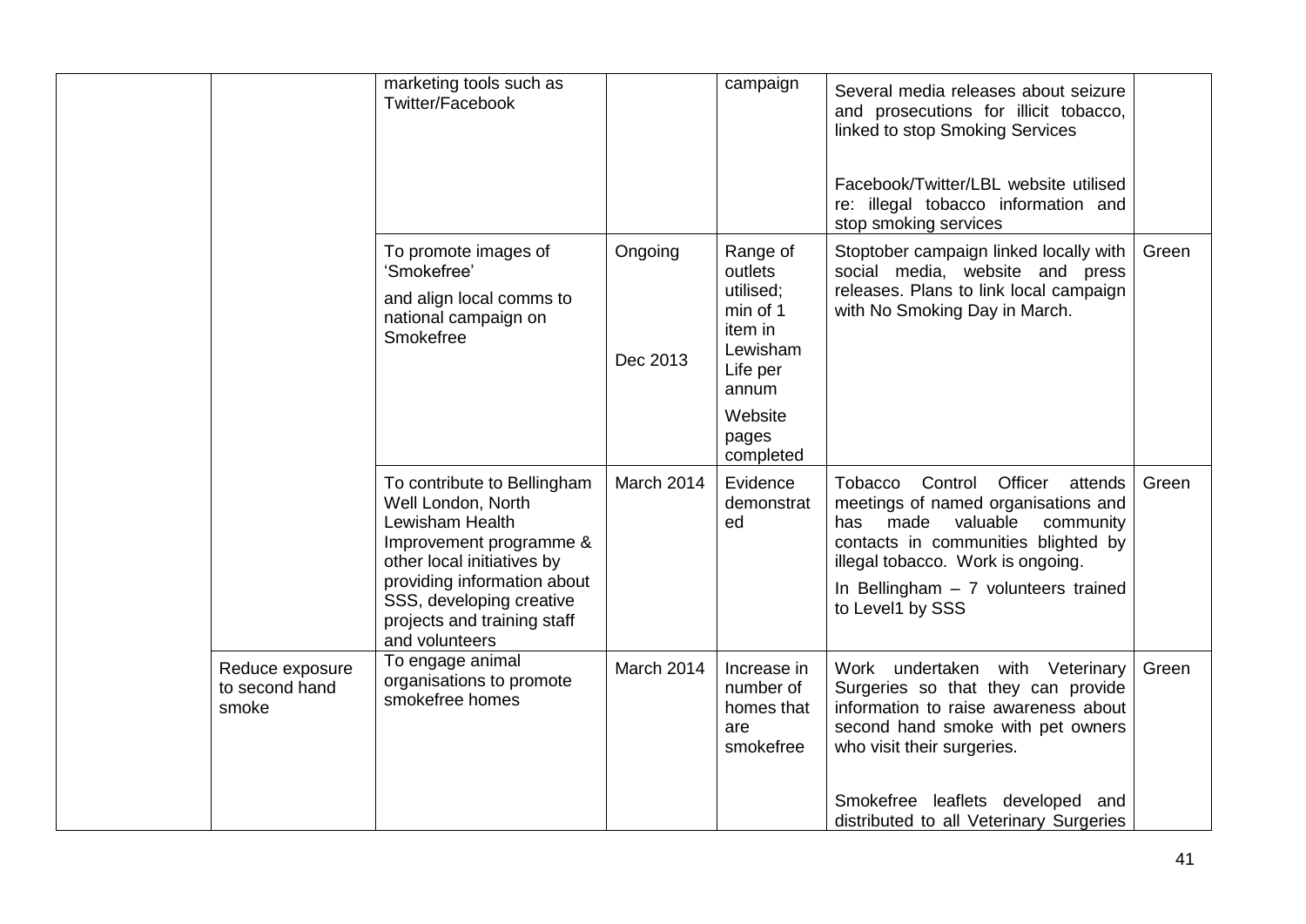| | | | | | | |
|---|---|---|---|---|---|---|
| | | marketing tools such as Twitter/Facebook | | campaign | Several media releases about seizure and prosecutions for illicit tobacco, linked to stop Smoking Services<br><br>Facebook/Twitter/LBL website utilised re: illegal tobacco information and stop smoking services | |
| | | To promote images of 'Smokefree'<br>and align local comms to national campaign on Smokefree | Ongoing<br><br>Dec 2013 | Range of outlets utilised; min of 1 item in Lewisham Life per annum<br>Website pages completed | Stoptober campaign linked locally with social media, website and press releases. Plans to link local campaign with No Smoking Day in March. | Green |
| | | To contribute to Bellingham Well London, North Lewisham Health Improvement programme & other local initiatives by providing information about SSS, developing creative projects and training staff and volunteers | March 2014 | Evidence demonstrated | Tobacco Control Officer attends meetings of named organisations and has made valuable community contacts in communities blighted by illegal tobacco. Work is ongoing.<br>In Bellingham – 7 volunteers trained to Level1 by SSS | Green |
| | Reduce exposure to second hand smoke | To engage animal organisations to promote smokefree homes | March 2014 | Increase in number of homes that are smokefree | Work undertaken with Veterinary Surgeries so that they can provide information to raise awareness about second hand smoke with pet owners who visit their surgeries.<br><br>Smokefree leaflets developed and distributed to all Veterinary Surgeries | Green |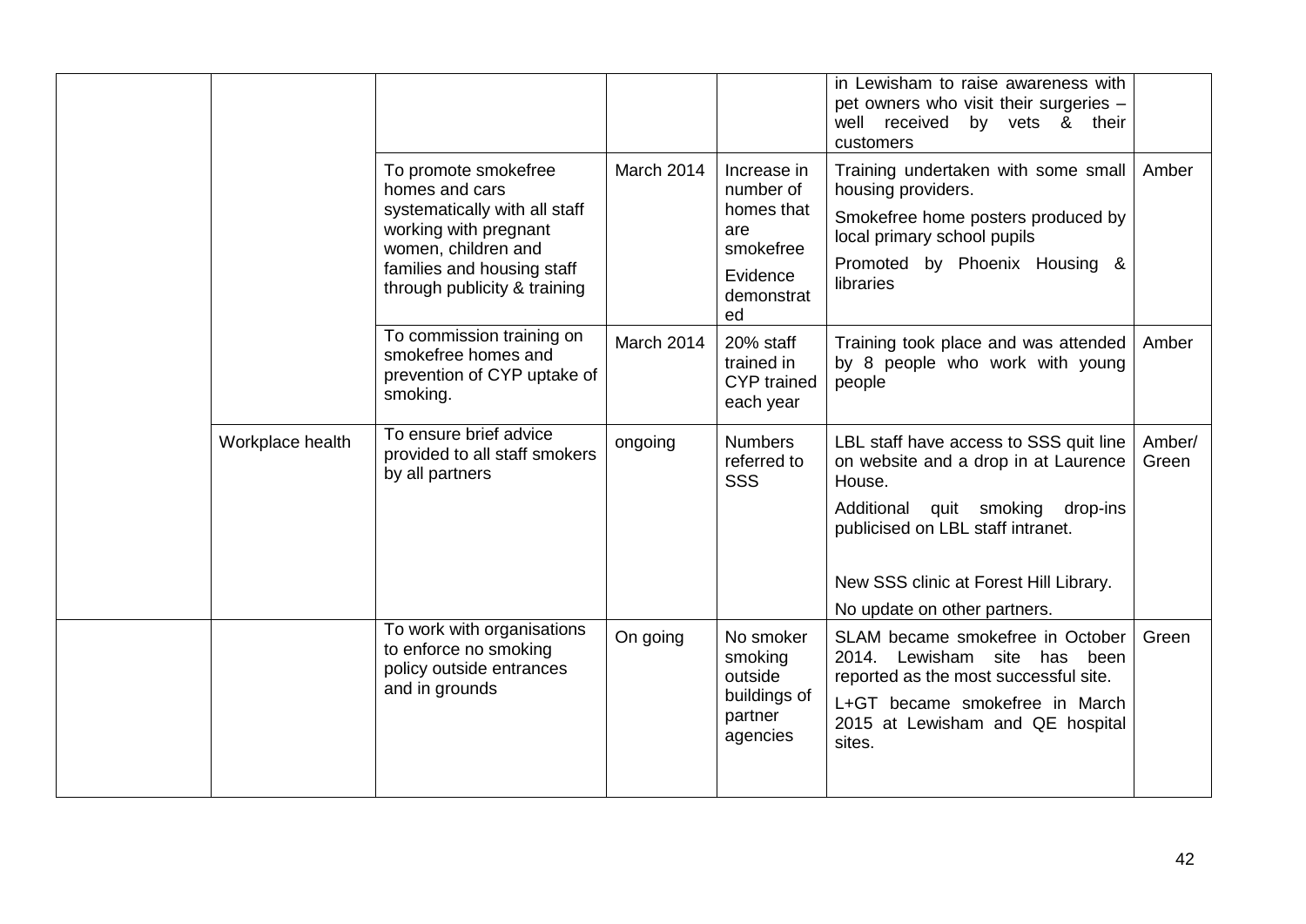| | | | | | | |
|---|---|---|---|---|---|---|
| | | | | | in Lewisham to raise awareness with pet owners who visit their surgeries – well received by vets & their customers | |
| | | To promote smokefree homes and cars systematically with all staff working with pregnant women, children and families and housing staff through publicity & training | March 2014 | Increase in number of homes that are smokefree<br><br>Evidence demonstrated | Training undertaken with some small housing providers.<br><br>Smokefree home posters produced by local primary school pupils<br><br>Promoted by Phoenix Housing & libraries | Amber |
| | | To commission training on smokefree homes and prevention of CYP uptake of smoking. | March 2014 | 20% staff trained in CYP trained each year | Training took place and was attended by 8 people who work with young people | Amber |
| | Workplace health | To ensure brief advice provided to all staff smokers by all partners | ongoing | Numbers referred to SSS | LBL staff have access to SSS quit line on website and a drop in at Laurence House.<br><br>Additional quit smoking drop-ins publicised on LBL staff intranet.<br><br>New SSS clinic at Forest Hill Library.<br><br>No update on other partners. | Amber/ Green |
| | | To work with organisations to enforce no smoking policy outside entrances and in grounds | On going | No smoker smoking outside buildings of partner agencies | SLAM became smokefree in October 2014. Lewisham site has been reported as the most successful site.<br><br>L+GT became smokefree in March 2015 at Lewisham and QE hospital sites. | Green |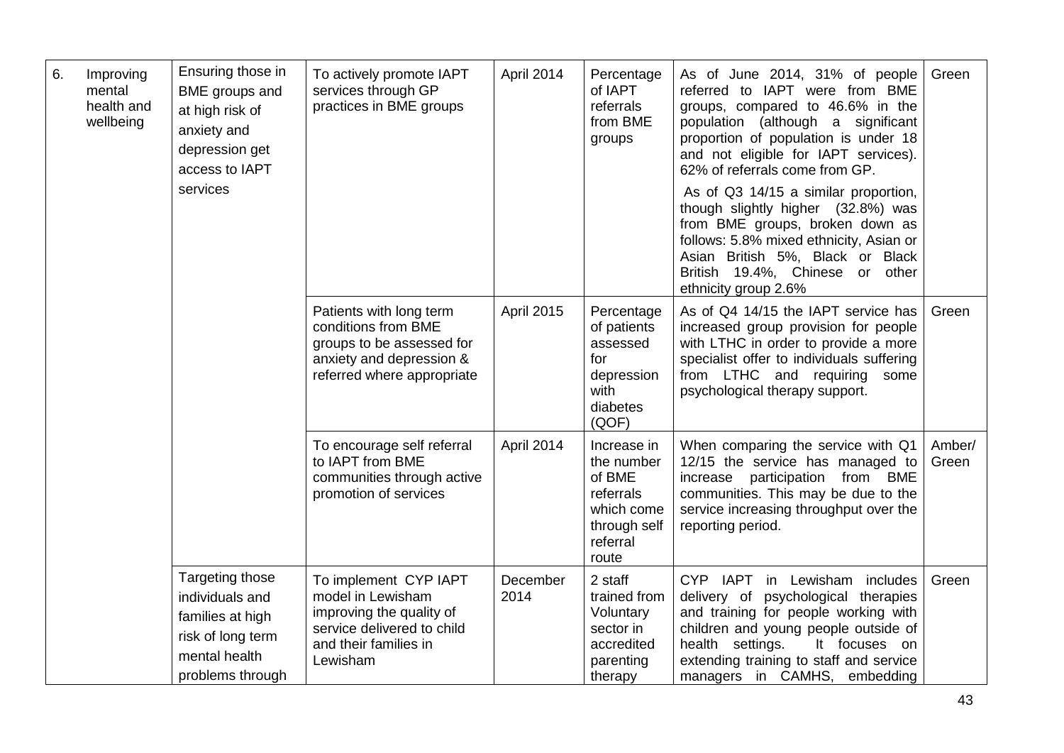| 6. | Improving mental health and wellbeing | Ensuring those in BME groups and at high risk of anxiety and depression get access to IAPT services | To actively promote IAPT services through GP practices in BME groups | April 2014 | Percentage of IAPT referrals from BME groups | As of June 2014, 31% of people referred to IAPT were from BME groups, compared to 46.6% in the population (although a significant proportion of population is under 18 and not eligible for IAPT services). 62% of referrals come from GP.<br><br>As of Q3 14/15 a similar proportion, though slightly higher (32.8%) was from BME groups, broken down as follows: 5.8% mixed ethnicity, Asian or Asian British 5%, Black or Black British 19.4%, Chinese or other ethnicity group 2.6% | Green |
|---|---|---|---|---|---|---|---|
| | | | Patients with long term conditions from BME groups to be assessed for anxiety and depression & referred where appropriate | April 2015 | Percentage of patients assessed for depression with diabetes (QOF) | As of Q4 14/15 the IAPT service has increased group provision for people with LTHC in order to provide a more specialist offer to individuals suffering from LTHC and requiring some psychological therapy support. | Green |
| | | | To encourage self referral to IAPT from BME communities through active promotion of services | April 2014 | Increase in the number of BME referrals which come through self referral route | When comparing the service with Q1 12/15 the service has managed to increase participation from BME communities. This may be due to the service increasing throughput over the reporting period. | Amber/ Green |
| | | Targeting those individuals and families at high risk of long term mental health problems through | To implement CYP IAPT model in Lewisham improving the quality of service delivered to child and their families in Lewisham | December 2014 | 2 staff trained from Voluntary sector in accredited parenting therapy | CYP IAPT in Lewisham includes delivery of psychological therapies and training for people working with children and young people outside of health settings. It focuses on extending training to staff and service managers in CAMHS, embedding | Green |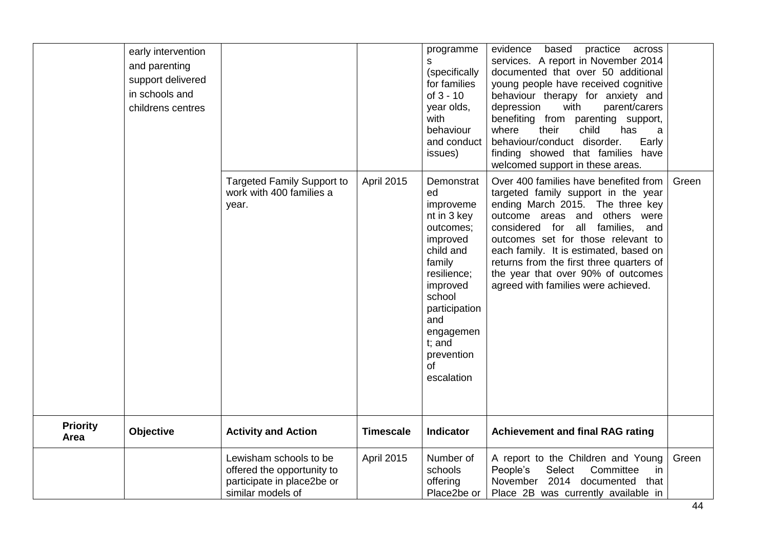| | early intervention and parenting support delivered in schools and childrens centres | | | programmes (specifically for families of 3 - 10 year olds, with behaviour and conduct issues) | evidence based practice across services. A report in November 2014 documented that over 50 additional young people have received cognitive behaviour therapy for anxiety and depression with parent/carers benefiting from parenting support, where their child has a behaviour/conduct disorder. Early finding showed that families have welcomed support in these areas. | |
|---|---|---|---|---|---|---|
| | | Targeted Family Support to work with 400 families a year. | April 2015 | Demonstrated improvement in 3 key outcomes; improved child and family resilience; improved school participation and engagement; and prevention of escalation | Over 400 families have benefited from targeted family support in the year ending March 2015. The three key outcome areas and others were considered for all families, and outcomes set for those relevant to each family. It is estimated, based on returns from the first three quarters of the year that over 90% of outcomes agreed with families were achieved. | Green |
| **Priority Area** | **Objective** | **Activity and Action** | **Timescale** | **Indicator** | **Achievement and final RAG rating** | |
| | | Lewisham schools to be offered the opportunity to participate in place2be or similar models of | April 2015 | Number of schools offering Place2be or | A report to the Children and Young People's Select Committee in November 2014 documented that Place 2B was currently available in | Green |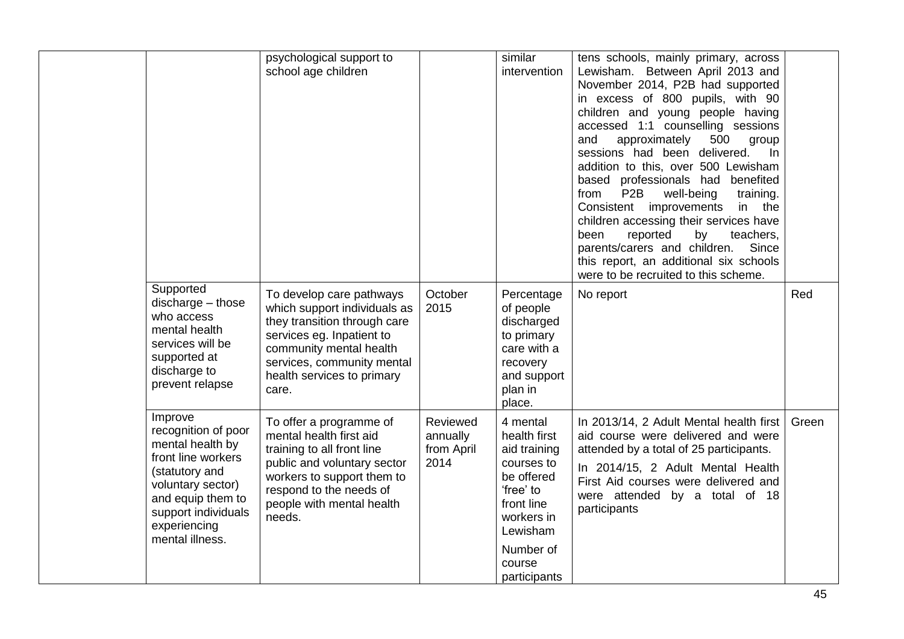| | | | | | | |
|---|---|---|---|---|---|---|
| | | psychological support to school age children | | similar intervention | tens schools, mainly primary, across Lewisham. Between April 2013 and November 2014, P2B had supported in excess of 800 pupils, with 90 children and young people having accessed 1:1 counselling sessions and approximately 500 group sessions had been delivered. In addition to this, over 500 Lewisham based professionals had benefited from P2B well-being training. Consistent improvements in the children accessing their services have been reported by teachers, parents/carers and children. Since this report, an additional six schools were to be recruited to this scheme. | |
| | Supported discharge – those who access mental health services will be supported at discharge to prevent relapse | To develop care pathways which support individuals as they transition through care services eg. Inpatient to community mental health services, community mental health services to primary care. | October 2015 | Percentage of people discharged to primary care with a recovery and support plan in place. | No report | Red |
| | Improve recognition of poor mental health by front line workers (statutory and voluntary sector) and equip them to support individuals experiencing mental illness. | To offer a programme of mental health first aid training to all front line public and voluntary sector workers to support them to respond to the needs of people with mental health needs. | Reviewed annually from April 2014 | 4 mental health first aid training courses to be offered 'free' to front line workers in Lewisham<br><br>Number of course participants | In 2013/14, 2 Adult Mental health first aid course were delivered and were attended by a total of 25 participants.<br><br>In 2014/15, 2 Adult Mental Health First Aid courses were delivered and were attended by a total of 18 participants | Green |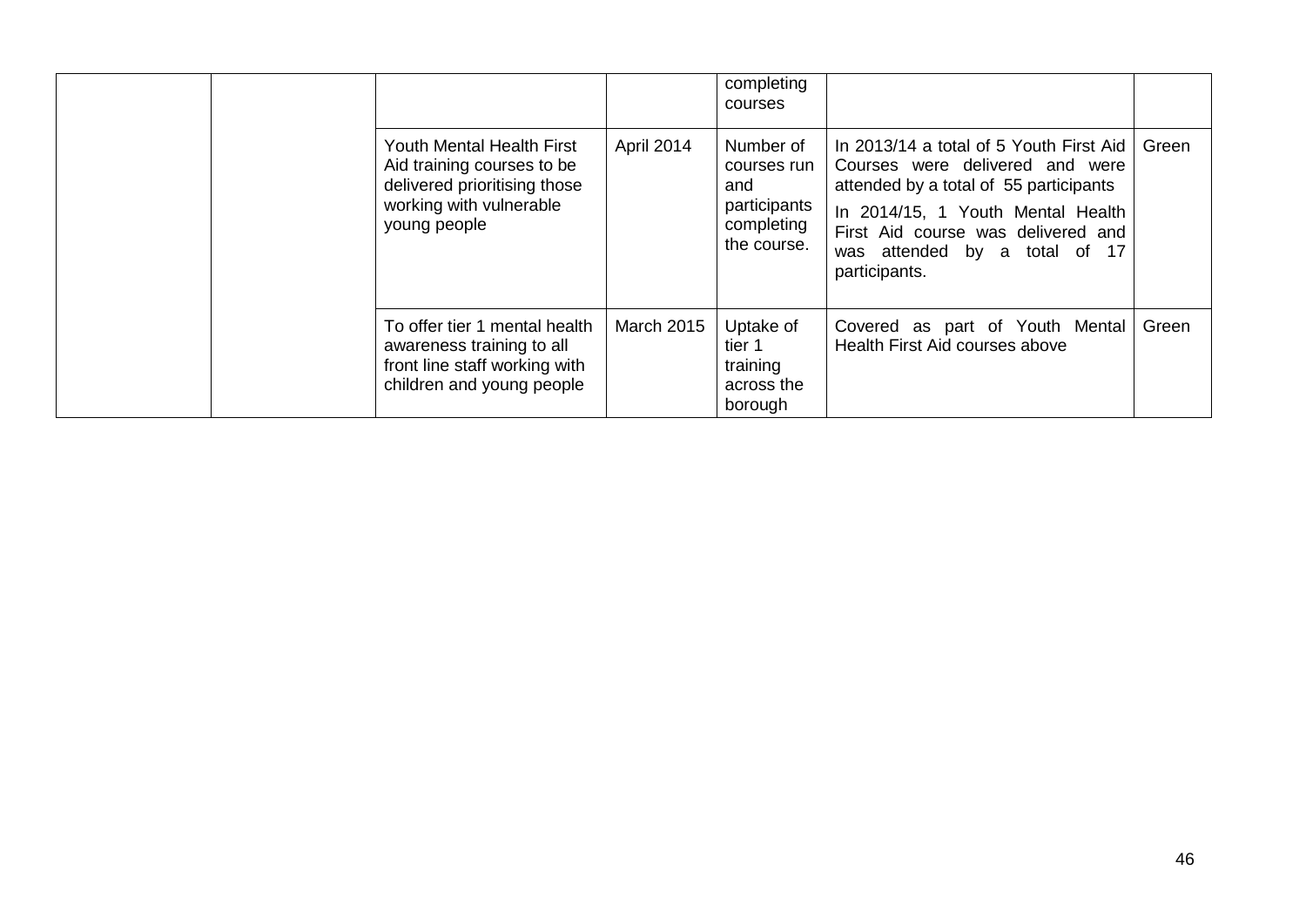| | | | | | | |
|---|---|---|---|---|---|---|
| | | | | completing courses | | |
| | | Youth Mental Health First Aid training courses to be delivered prioritising those working with vulnerable young people | April 2014 | Number of courses run and participants completing the course. | In 2013/14 a total of 5 Youth First Aid Courses were delivered and were attended by a total of 55 participants<br><br>In 2014/15, 1 Youth Mental Health First Aid course was delivered and was attended by a total of 17 participants. | Green |
| | | To offer tier 1 mental health awareness training to all front line staff working with children and young people | March 2015 | Uptake of tier 1 training across the borough | Covered as part of Youth Mental Health First Aid courses above | Green |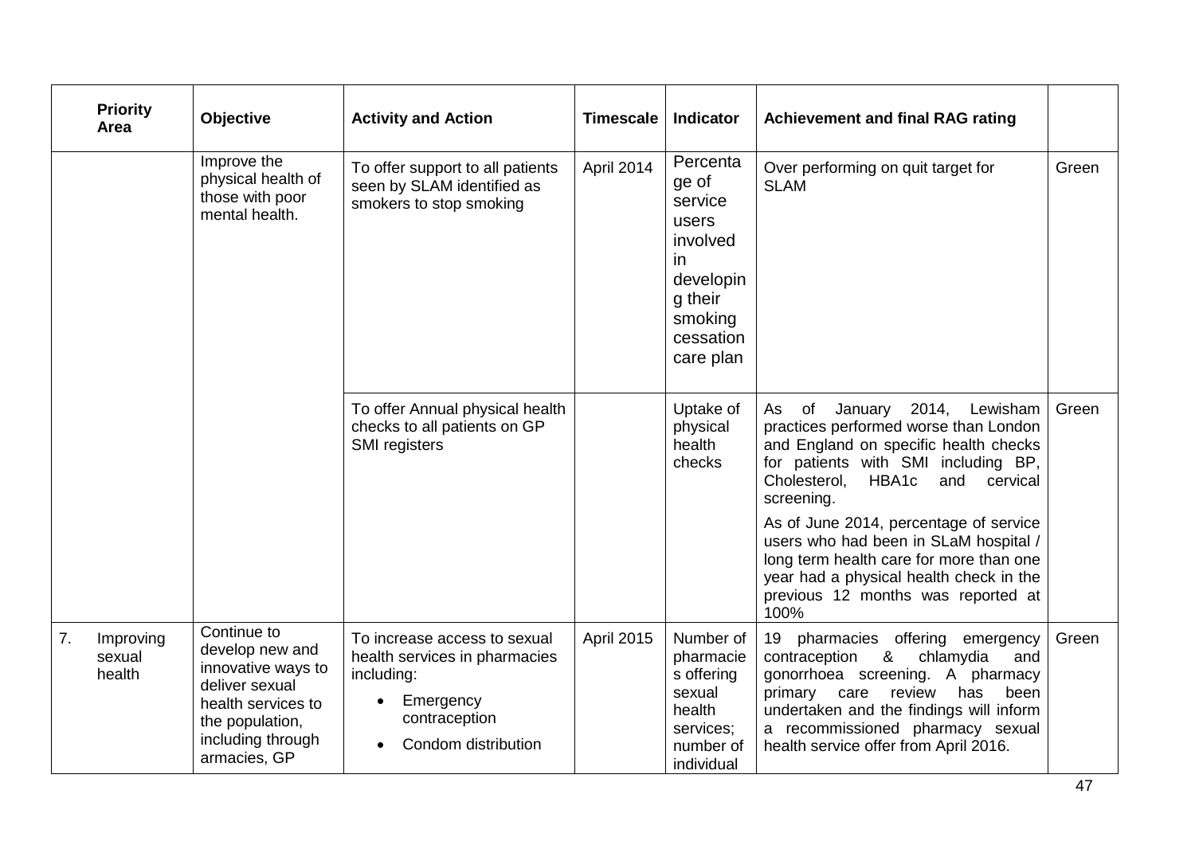| Priority Area | Objective | Activity and Action | Timescale | Indicator | Achievement and final RAG rating | |
|---|---|---|---|---|---|---|
| | Improve the physical health of those with poor mental health. | To offer support to all patients seen by SLAM identified as smokers to stop smoking | April 2014 | Percentage of service users involved in developing their smoking cessation care plan | Over performing on quit target for SLAM | Green |
| | | To offer Annual physical health checks to all patients on GP SMI registers | | Uptake of physical health checks | As of January 2014, Lewisham practices performed worse than London and England on specific health checks for patients with SMI including BP, Cholesterol, HBA1c and cervical screening.<br><br>As of June 2014, percentage of service users who had been in SLaM hospital / long term health care for more than one year had a physical health check in the previous 12 months was reported at 100% | Green |
| 7. Improving sexual health | Continue to develop new and innovative ways to deliver sexual health services to the population, including through armacies, GP | To increase access to sexual health services in pharmacies including:<br>• Emergency contraception<br>• Condom distribution | April 2015 | Number of pharmacies offering sexual health services; number of individual | 19 pharmacies offering emergency contraception & chlamydia and gonorrhoea screening. A pharmacy primary care review has been undertaken and the findings will inform a recommissioned pharmacy sexual health service offer from April 2016. | Green |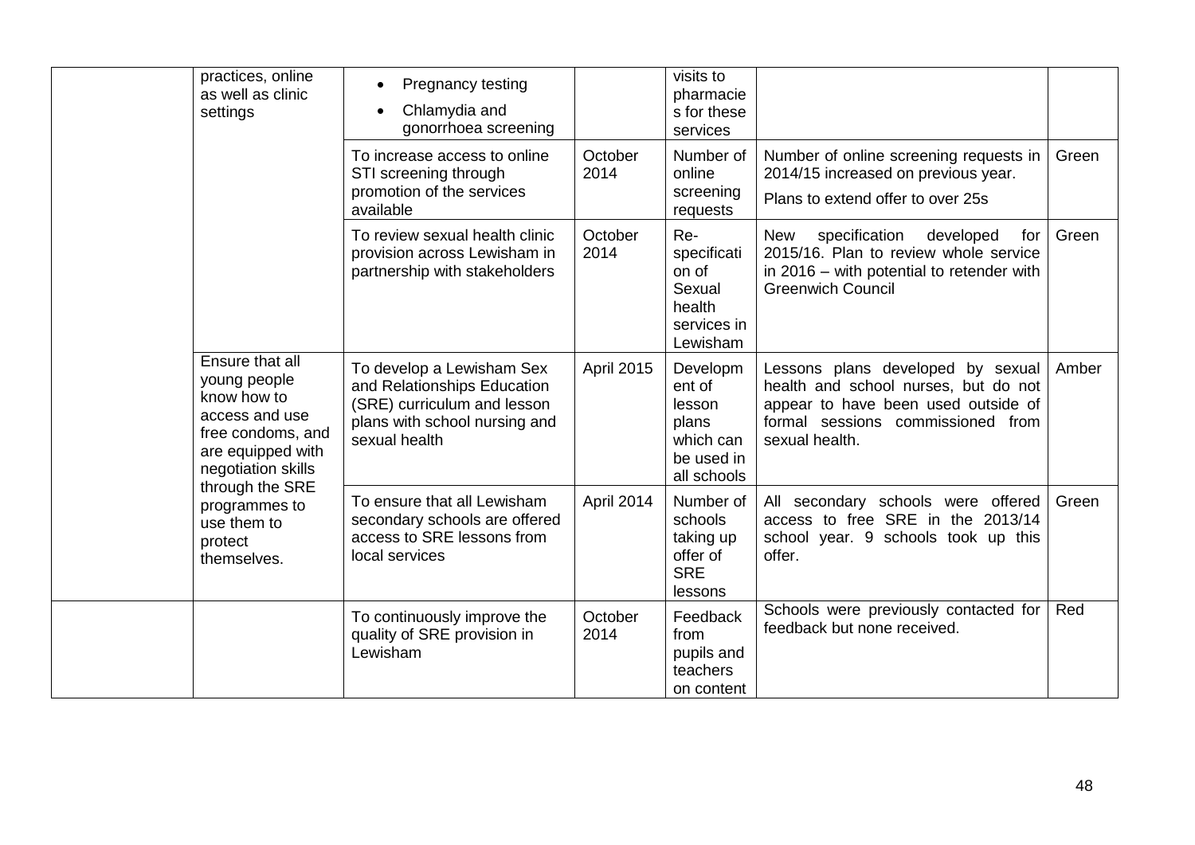| | | | | | | |
|---|---|---|---|---|---|---|
| | practices, online as well as clinic settings | • Pregnancy testing<br>• Chlamydia and gonorrhoea screening | | visits to pharmacies for these services | | |
| | | To increase access to online STI screening through promotion of the services available | October 2014 | Number of online screening requests | Number of online screening requests in 2014/15 increased on previous year.<br>Plans to extend offer to over 25s | Green |
| | | To review sexual health clinic provision across Lewisham in partnership with stakeholders | October 2014 | Re-specification of Sexual health services in Lewisham | New specification developed for 2015/16. Plan to review whole service in 2016 – with potential to retender with Greenwich Council | Green |
| | Ensure that all young people know how to access and use free condoms, and are equipped with negotiation skills through the SRE programmes to use them to protect themselves. | To develop a Lewisham Sex and Relationships Education (SRE) curriculum and lesson plans with school nursing and sexual health | April 2015 | Development of lesson plans which can be used in all schools | Lessons plans developed by sexual health and school nurses, but do not appear to have been used outside of formal sessions commissioned from sexual health. | Amber |
| | | To ensure that all Lewisham secondary schools are offered access to SRE lessons from local services | April 2014 | Number of schools taking up offer of SRE lessons | All secondary schools were offered access to free SRE in the 2013/14 school year. 9 schools took up this offer. | Green |
| | | To continuously improve the quality of SRE provision in Lewisham | October 2014 | Feedback from pupils and teachers on content | Schools were previously contacted for feedback but none received. | Red |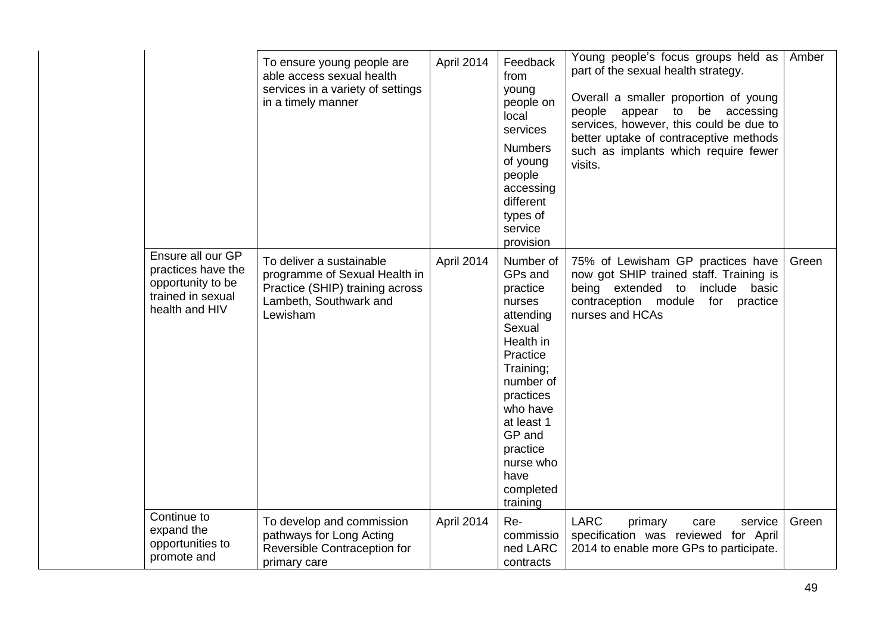| | | | | | | |
|---|---|---|---|---|---|---|
| | | To ensure young people are able access sexual health services in a variety of settings in a timely manner | April 2014 | Feedback from young people on local services<br><br>Numbers of young people accessing different types of service provision | Young people's focus groups held as part of the sexual health strategy.<br><br>Overall a smaller proportion of young people appear to be accessing services, however, this could be due to better uptake of contraceptive methods such as implants which require fewer visits. | Amber |
| | Ensure all our GP practices have the opportunity to be trained in sexual health and HIV | To deliver a sustainable programme of Sexual Health in Practice (SHIP) training across Lambeth, Southwark and Lewisham | April 2014 | Number of GPs and practice nurses attending Sexual Health in Practice Training; number of practices who have at least 1 GP and practice nurse who have completed training | 75% of Lewisham GP practices have now got SHIP trained staff. Training is being extended to include basic contraception module for practice nurses and HCAs | Green |
| | Continue to expand the opportunities to promote and | To develop and commission pathways for Long Acting Reversible Contraception for primary care | April 2014 | Re-commissioned LARC contracts | LARC primary care service specification was reviewed for April 2014 to enable more GPs to participate. | Green |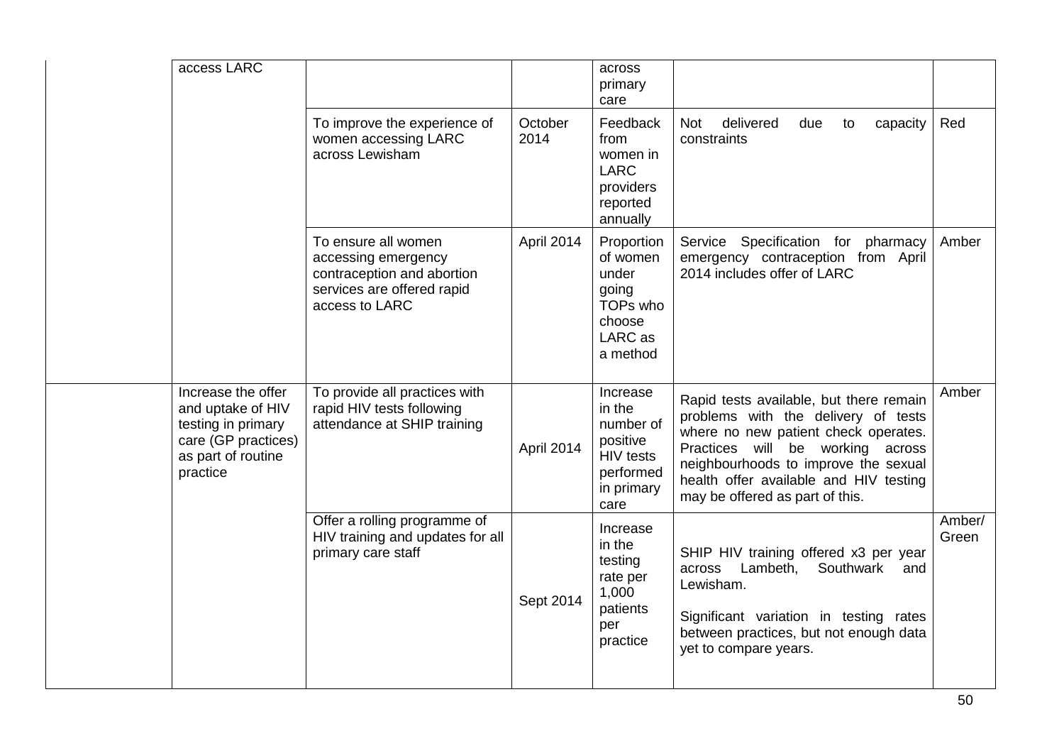|  |  |  |  |  |  |  |
|---|---|---|---|---|---|---|
|  | access LARC |  |  | across primary care |  |  |
|  |  | To improve the experience of women accessing LARC across Lewisham | October 2014 | Feedback from women in LARC providers reported annually | Not delivered due to capacity constraints | Red |
|  |  | To ensure all women accessing emergency contraception and abortion services are offered rapid access to LARC | April 2014 | Proportion of women under going TOPs who choose LARC as a method | Service Specification for pharmacy emergency contraception from April 2014 includes offer of LARC | Amber |
|  | Increase the offer and uptake of HIV testing in primary care (GP practices) as part of routine practice | To provide all practices with rapid HIV tests following attendance at SHIP training | April 2014 | Increase in the number of positive HIV tests performed in primary care | Rapid tests available, but there remain problems with the delivery of tests where no new patient check operates. Practices will be working across neighbourhoods to improve the sexual health offer available and HIV testing may be offered as part of this. | Amber |
|  |  | Offer a rolling programme of HIV training and updates for all primary care staff | Sept 2014 | Increase in the testing rate per 1,000 patients per practice | SHIP HIV training offered x3 per year across Lambeth, Southwark and Lewisham.<br><br>Significant variation in testing rates between practices, but not enough data yet to compare years. | Amber/ Green |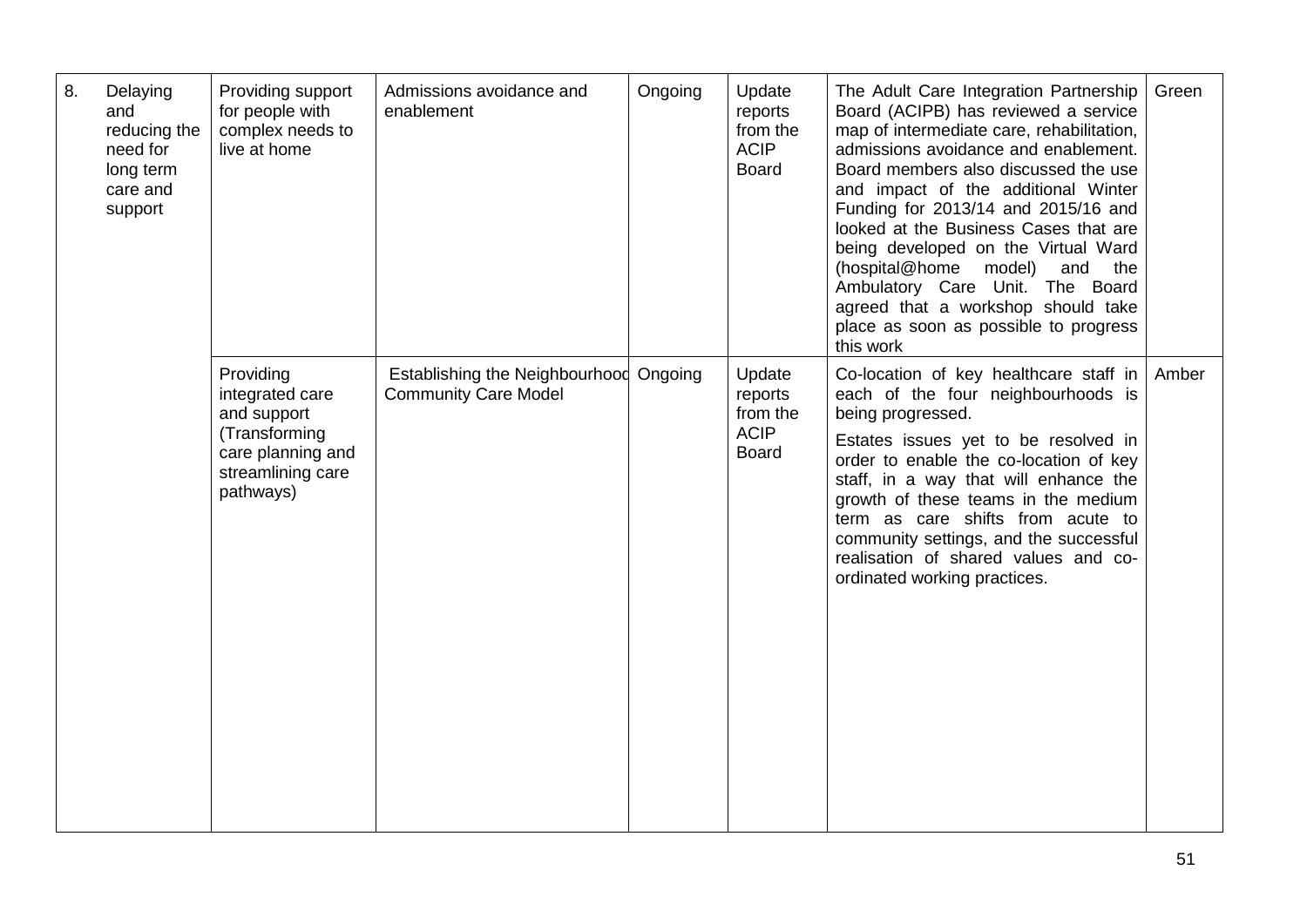| 8. | Delaying and reducing the need for long term care and support | Providing support for people with complex needs to live at home | Admissions avoidance and enablement | Ongoing | Update reports from the ACIP Board | The Adult Care Integration Partnership Board (ACIPB) has reviewed a service map of intermediate care, rehabilitation, admissions avoidance and enablement. Board members also discussed the use and impact of the additional Winter Funding for 2013/14 and 2015/16 and looked at the Business Cases that are being developed on the Virtual Ward (hospital@home model) and the Ambulatory Care Unit. The Board agreed that a workshop should take place as soon as possible to progress this work | Green |
|---|---|---|---|---|---|---|---|
| | | Providing integrated care and support (Transforming care planning and streamlining care pathways) | Establishing the Neighbourhood Community Care Model | Ongoing | Update reports from the ACIP Board | Co-location of key healthcare staff in each of the four neighbourhoods is being progressed.<br><br>Estates issues yet to be resolved in order to enable the co-location of key staff, in a way that will enhance the growth of these teams in the medium term as care shifts from acute to community settings, and the successful realisation of shared values and co-ordinated working practices. | Amber |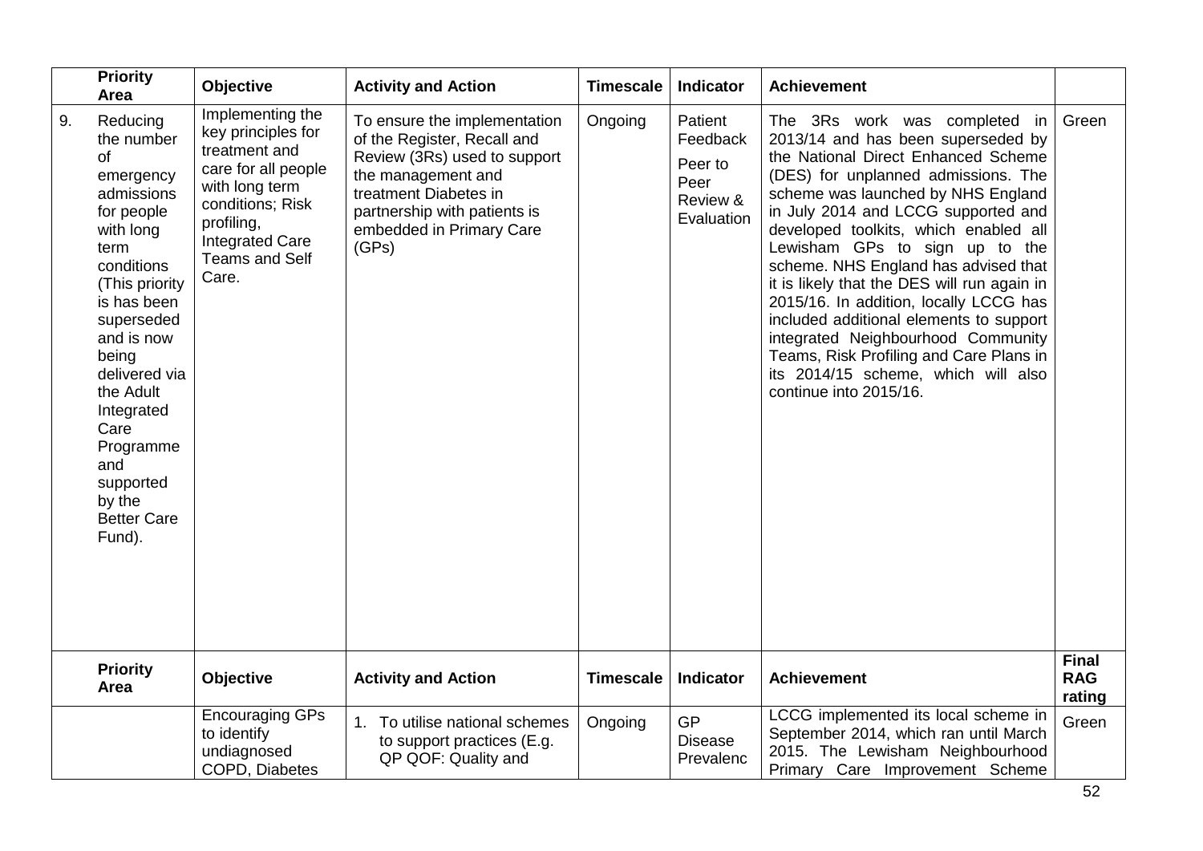| | Priority Area | Objective | Activity and Action | Timescale | Indicator | Achievement | |
|---|---|---|---|---|---|---|---|
| 9. | Reducing the number of emergency admissions for people with long term conditions (This priority is has been superseded and is now being delivered via the Adult Integrated Care Programme and supported by the Better Care Fund). | Implementing the key principles for treatment and care for all people with long term conditions; Risk profiling, Integrated Care Teams and Self Care. | To ensure the implementation of the Register, Recall and Review (3Rs) used to support the management and treatment Diabetes in partnership with patients is embedded in Primary Care (GPs) | Ongoing | Patient Feedback<br><br>Peer to Peer Review & Evaluation | The 3Rs work was completed in 2013/14 and has been superseded by the National Direct Enhanced Scheme (DES) for unplanned admissions. The scheme was launched by NHS England in July 2014 and LCCG supported and developed toolkits, which enabled all Lewisham GPs to sign up to the scheme. NHS England has advised that it is likely that the DES will run again in 2015/16. In addition, locally LCCG has included additional elements to support integrated Neighbourhood Community Teams, Risk Profiling and Care Plans in its 2014/15 scheme, which will also continue into 2015/16. | Green |

| Priority Area | Objective | Activity and Action | Timescale | Indicator | Achievement | Final RAG rating |
|---|---|---|---|---|---|---|
| | Encouraging GPs to identify undiagnosed COPD, Diabetes | 1. To utilise national schemes to support practices (E.g. QP QOF: Quality and | Ongoing | GP Disease Prevalenc | LCCG implemented its local scheme in September 2014, which ran until March 2015. The Lewisham Neighbourhood Primary Care Improvement Scheme | Green |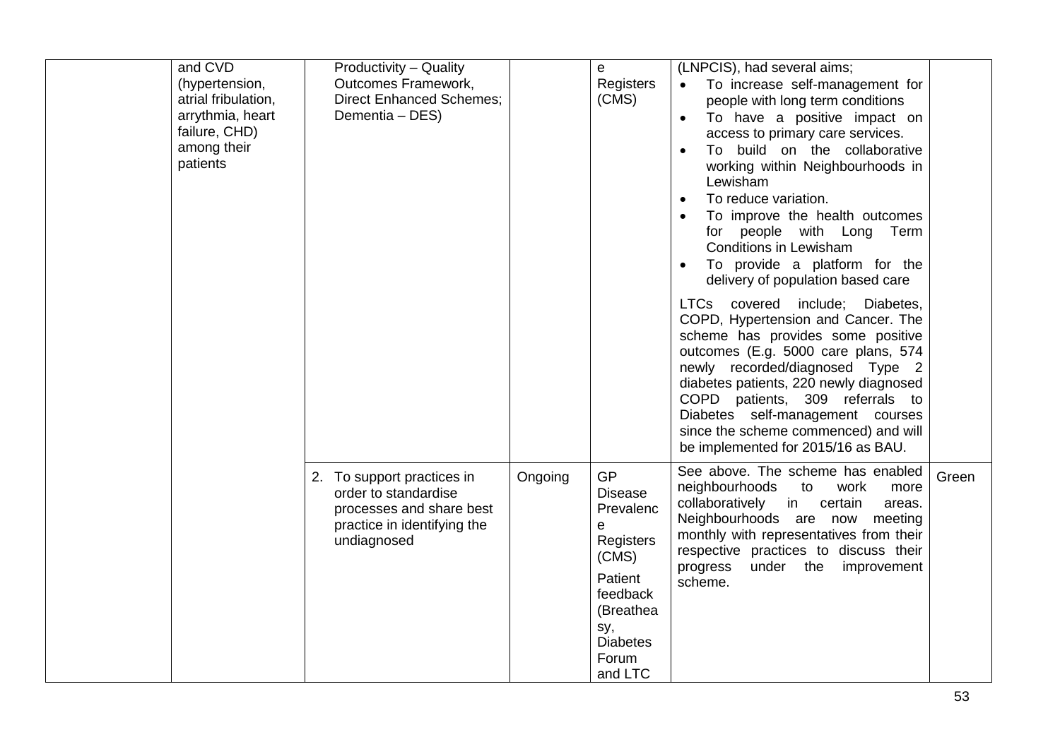|  |  |  |  |  |  |  |
|---|---|---|---|---|---|---|
|  | and CVD (hypertension, atrial fribulation, arrythmia, heart failure, CHD) among their patients | Productivity – Quality Outcomes Framework, Direct Enhanced Schemes; Dementia – DES) |  | e Registers (CMS) | (LNPCIS), had several aims;<br>• To increase self-management for people with long term conditions<br>• To have a positive impact on access to primary care services.<br>• To build on the collaborative working within Neighbourhoods in Lewisham<br>• To reduce variation.<br>• To improve the health outcomes for people with Long Term Conditions in Lewisham<br>• To provide a platform for the delivery of population based care<br><br>LTCs covered include; Diabetes, COPD, Hypertension and Cancer. The scheme has provides some positive outcomes (E.g. 5000 care plans, 574 newly recorded/diagnosed Type 2 diabetes patients, 220 newly diagnosed COPD patients, 309 referrals to Diabetes self-management courses since the scheme commenced) and will be implemented for 2015/16 as BAU. |  |
|  |  | 2. To support practices in order to standardise processes and share best practice in identifying the undiagnosed | Ongoing | GP Disease Prevalence Registers (CMS)<br><br>Patient feedback (Breatheasy, Diabetes Forum and LTC | See above. The scheme has enabled neighbourhoods to work more collaboratively in certain areas. Neighbourhoods are now meeting monthly with representatives from their respective practices to discuss their progress under the improvement scheme. | Green |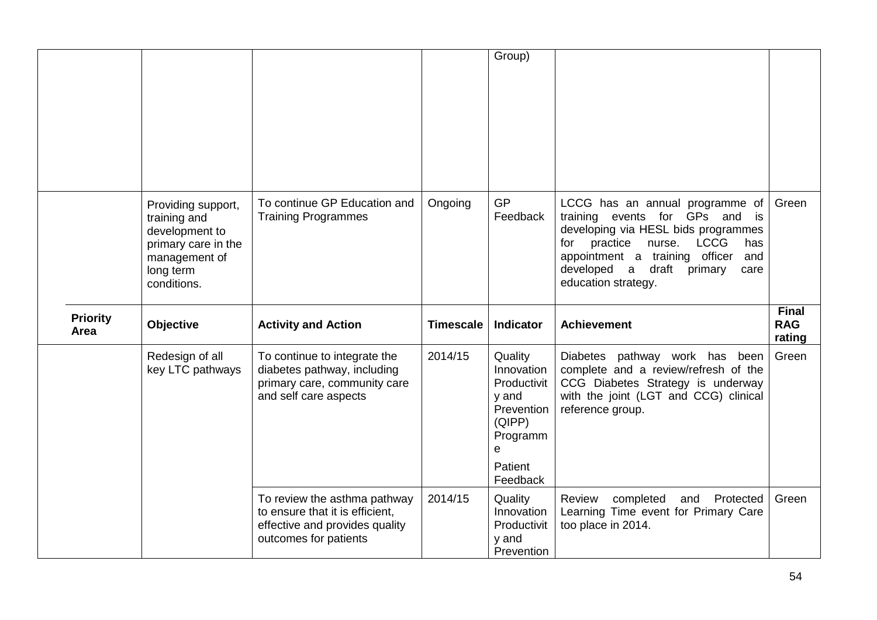| | | | | Group) | | |
|---|---|---|---|---|---|---|
| | Providing support, training and development to primary care in the management of long term conditions. | To continue GP Education and Training Programmes | Ongoing | GP Feedback | LCCG has an annual programme of training events for GPs and is developing via HESL bids programmes for practice nurse. LCCG has appointment a training officer and developed a draft primary care education strategy. | Green |
| **Priority Area** | **Objective** | **Activity and Action** | **Timescale** | **Indicator** | **Achievement** | **Final RAG rating** |
| | Redesign of all key LTC pathways | To continue to integrate the diabetes pathway, including primary care, community care and self care aspects | 2014/15 | Quality Innovation Productivity and Prevention (QIPP) Programme<br><br>Patient Feedback | Diabetes pathway work has been complete and a review/refresh of the CCG Diabetes Strategy is underway with the joint (LGT and CCG) clinical reference group. | Green |
| | | To review the asthma pathway to ensure that it is efficient, effective and provides quality outcomes for patients | 2014/15 | Quality Innovation Productivity and Prevention | Review completed and Protected Learning Time event for Primary Care too place in 2014. | Green |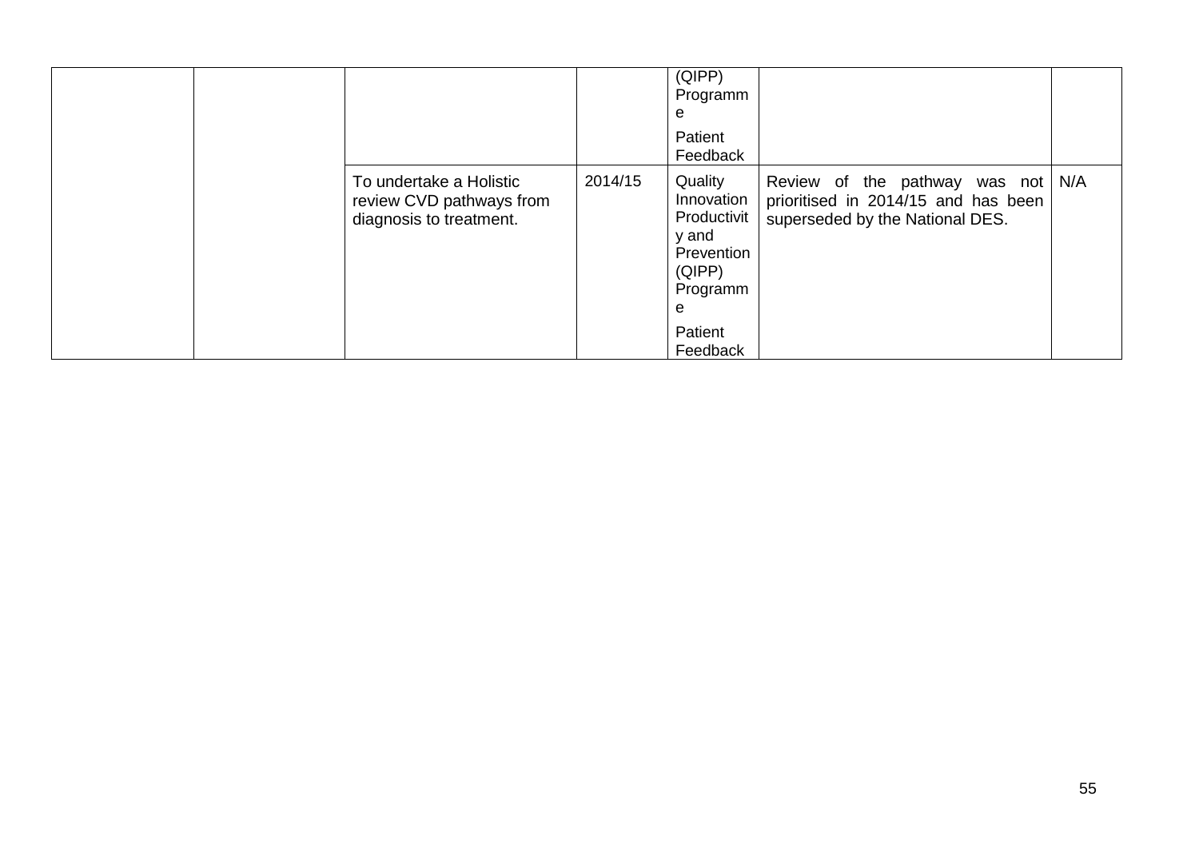| | | | | | | |
|---|---|---|---|---|---|---|
| | | | | (QIPP) Programme<br><br>Patient Feedback | | |
| | | To undertake a Holistic review CVD pathways from diagnosis to treatment. | 2014/15 | Quality Innovation Productivity and Prevention (QIPP) Programme<br><br>Patient Feedback | Review of the pathway was not prioritised in 2014/15 and has been superseded by the National DES. | N/A |